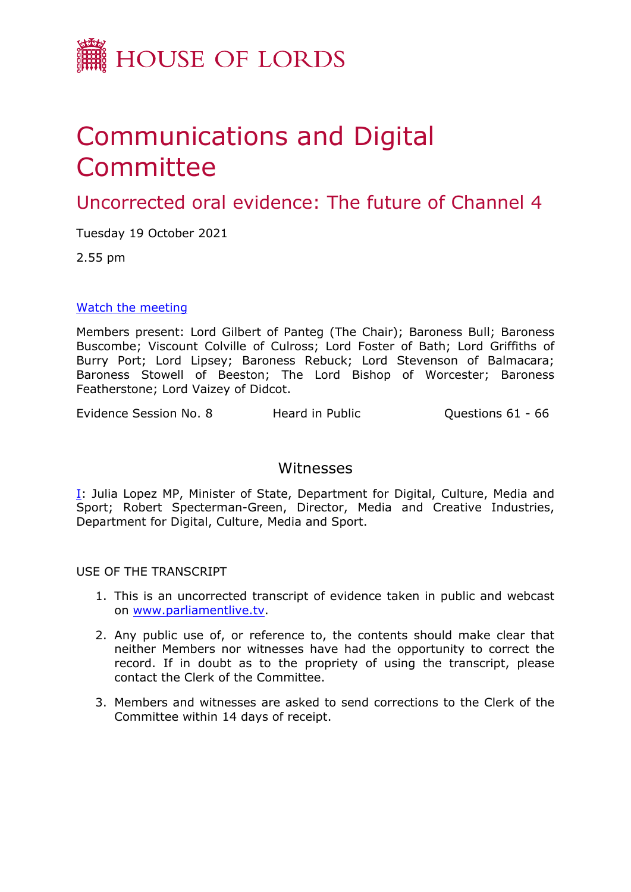# HOUSE OF LORDS

# Communications and Digital Committee

## Uncorrected oral evidence: The future of Channel 4

Tuesday 19 October 2021

2.55 pm

[Watch the meeting](#)

Members present: Lord Gilbert of Panteg (The Chair); Baroness Bull; Baroness Buscombe; Viscount Colville of Culross; Lord Foster of Bath; Lord Griffiths of Burry Port; Lord Lipsey; Baroness Rebuck; Lord Stevenson of Balmacara; Baroness Stowell of Beeston; The Lord Bishop of Worcester; Baroness Featherstone; Lord Vaizey of Didcot.

Evidence Session No. 8 Heard in Public Questions 61 - 66

## Witnesses

I: Julia Lopez MP, Minister of State, Department for Digital, Culture, Media and Sport; Robert Specterman-Green, Director, Media and Creative Industries, Department for Digital, Culture, Media and Sport.

USE OF THE TRANSCRIPT

1. This is an uncorrected transcript of evidence taken in public and webcast on www.parliamentlive.tv.
2. Any public use of, or reference to, the contents should make clear that neither Members nor witnesses have had the opportunity to correct the record. If in doubt as to the propriety of using the transcript, please contact the Clerk of the Committee.
3. Members and witnesses are asked to send corrections to the Clerk of the Committee within 14 days of receipt.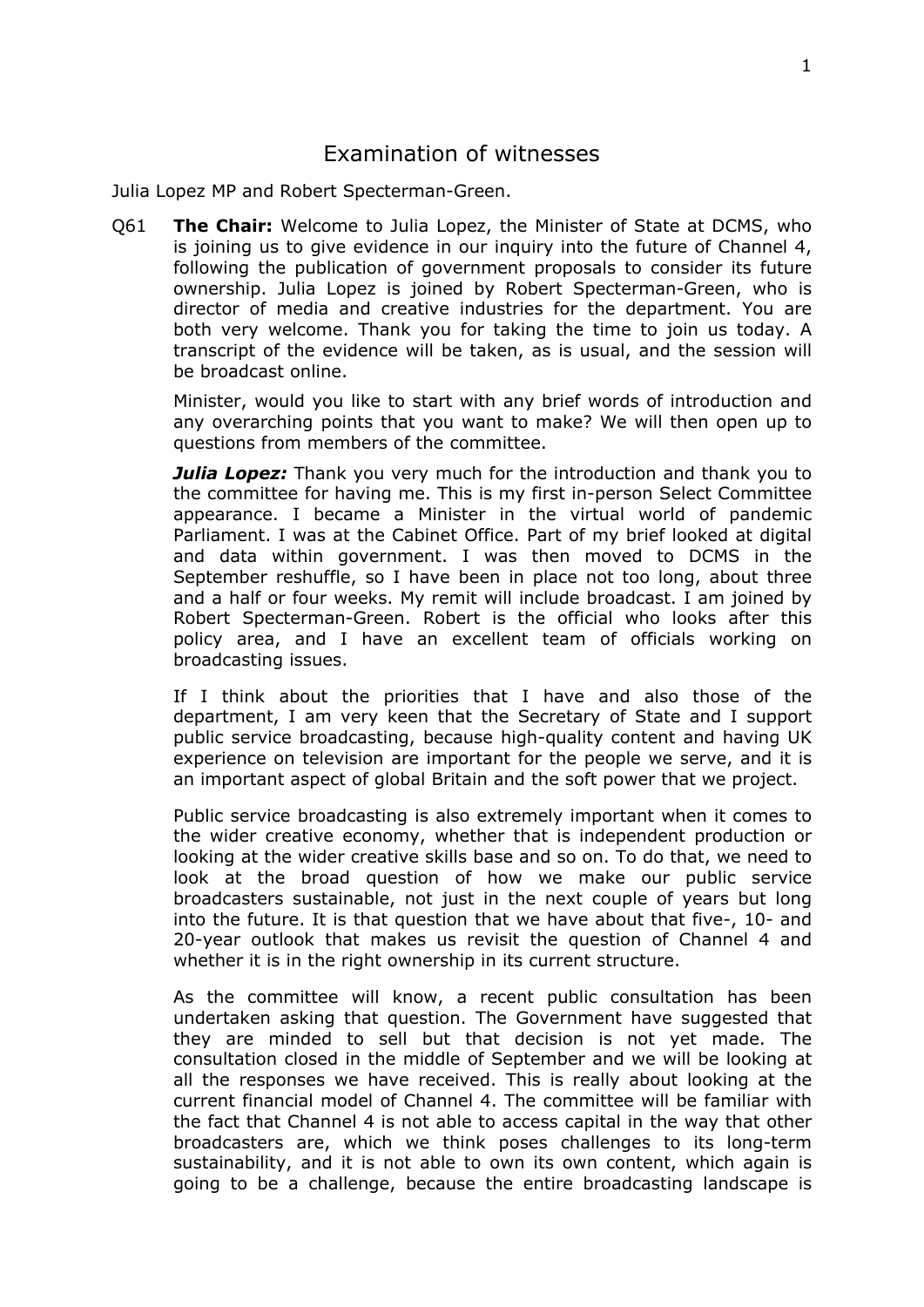# Examination of witnesses

Julia Lopez MP and Robert Specterman-Green.

Q61 **The Chair:** Welcome to Julia Lopez, the Minister of State at DCMS, who is joining us to give evidence in our inquiry into the future of Channel 4, following the publication of government proposals to consider its future ownership. Julia Lopez is joined by Robert Specterman-Green, who is director of media and creative industries for the department. You are both very welcome. Thank you for taking the time to join us today. A transcript of the evidence will be taken, as is usual, and the session will be broadcast online.

Minister, would you like to start with any brief words of introduction and any overarching points that you want to make? We will then open up to questions from members of the committee.

***Julia Lopez:*** Thank you very much for the introduction and thank you to the committee for having me. This is my first in-person Select Committee appearance. I became a Minister in the virtual world of pandemic Parliament. I was at the Cabinet Office. Part of my brief looked at digital and data within government. I was then moved to DCMS in the September reshuffle, so I have been in place not too long, about three and a half or four weeks. My remit will include broadcast. I am joined by Robert Specterman-Green. Robert is the official who looks after this policy area, and I have an excellent team of officials working on broadcasting issues.

If I think about the priorities that I have and also those of the department, I am very keen that the Secretary of State and I support public service broadcasting, because high-quality content and having UK experience on television are important for the people we serve, and it is an important aspect of global Britain and the soft power that we project.

Public service broadcasting is also extremely important when it comes to the wider creative economy, whether that is independent production or looking at the wider creative skills base and so on. To do that, we need to look at the broad question of how we make our public service broadcasters sustainable, not just in the next couple of years but long into the future. It is that question that we have about that five-, 10- and 20-year outlook that makes us revisit the question of Channel 4 and whether it is in the right ownership in its current structure.

As the committee will know, a recent public consultation has been undertaken asking that question. The Government have suggested that they are minded to sell but that decision is not yet made. The consultation closed in the middle of September and we will be looking at all the responses we have received. This is really about looking at the current financial model of Channel 4. The committee will be familiar with the fact that Channel 4 is not able to access capital in the way that other broadcasters are, which we think poses challenges to its long-term sustainability, and it is not able to own its own content, which again is going to be a challenge, because the entire broadcasting landscape is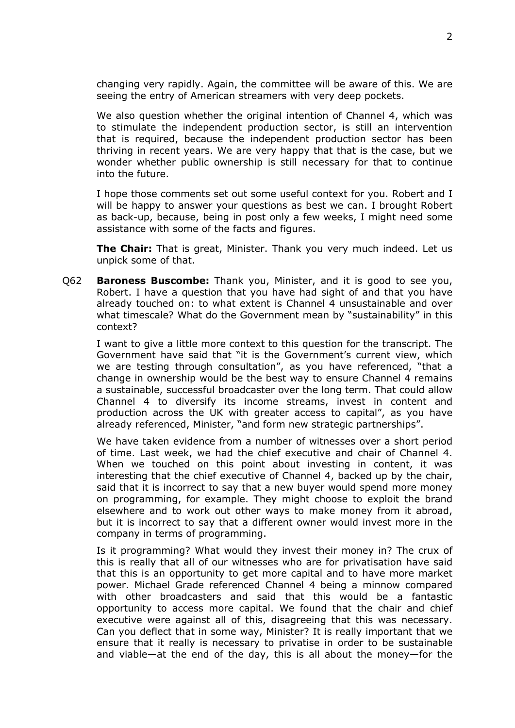changing very rapidly. Again, the committee will be aware of this. We are seeing the entry of American streamers with very deep pockets.

We also question whether the original intention of Channel 4, which was to stimulate the independent production sector, is still an intervention that is required, because the independent production sector has been thriving in recent years. We are very happy that that is the case, but we wonder whether public ownership is still necessary for that to continue into the future.

I hope those comments set out some useful context for you. Robert and I will be happy to answer your questions as best we can. I brought Robert as back-up, because, being in post only a few weeks, I might need some assistance with some of the facts and figures.

**The Chair:** That is great, Minister. Thank you very much indeed. Let us unpick some of that.

Q62 **Baroness Buscombe:** Thank you, Minister, and it is good to see you, Robert. I have a question that you have had sight of and that you have already touched on: to what extent is Channel 4 unsustainable and over what timescale? What do the Government mean by "sustainability" in this context?

I want to give a little more context to this question for the transcript. The Government have said that "it is the Government's current view, which we are testing through consultation", as you have referenced, "that a change in ownership would be the best way to ensure Channel 4 remains a sustainable, successful broadcaster over the long term. That could allow Channel 4 to diversify its income streams, invest in content and production across the UK with greater access to capital", as you have already referenced, Minister, "and form new strategic partnerships".

We have taken evidence from a number of witnesses over a short period of time. Last week, we had the chief executive and chair of Channel 4. When we touched on this point about investing in content, it was interesting that the chief executive of Channel 4, backed up by the chair, said that it is incorrect to say that a new buyer would spend more money on programming, for example. They might choose to exploit the brand elsewhere and to work out other ways to make money from it abroad, but it is incorrect to say that a different owner would invest more in the company in terms of programming.

Is it programming? What would they invest their money in? The crux of this is really that all of our witnesses who are for privatisation have said that this is an opportunity to get more capital and to have more market power. Michael Grade referenced Channel 4 being a minnow compared with other broadcasters and said that this would be a fantastic opportunity to access more capital. We found that the chair and chief executive were against all of this, disagreeing that this was necessary. Can you deflect that in some way, Minister? It is really important that we ensure that it really is necessary to privatise in order to be sustainable and viable—at the end of the day, this is all about the money—for the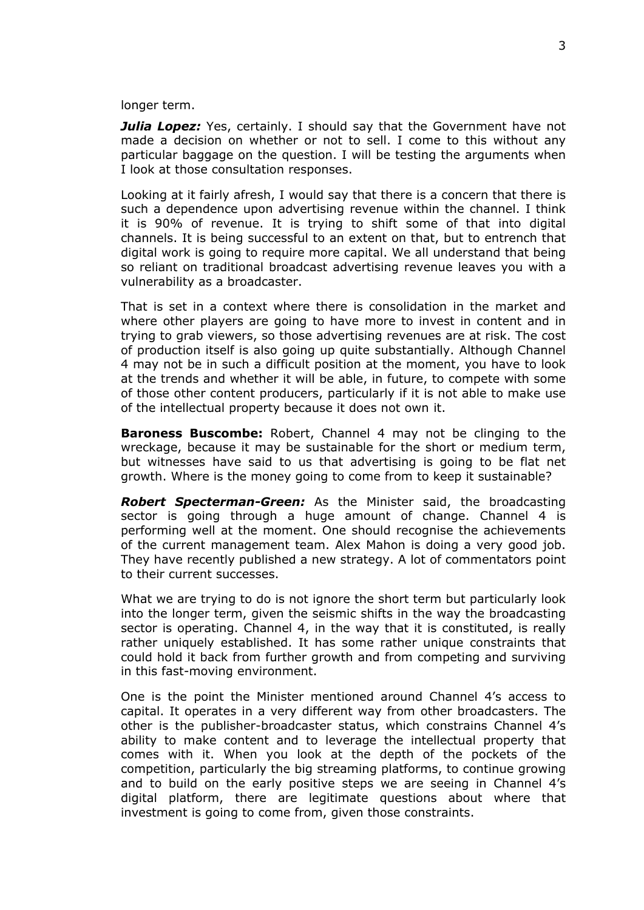longer term.

***Julia Lopez:*** Yes, certainly. I should say that the Government have not made a decision on whether or not to sell. I come to this without any particular baggage on the question. I will be testing the arguments when I look at those consultation responses.

Looking at it fairly afresh, I would say that there is a concern that there is such a dependence upon advertising revenue within the channel. I think it is 90% of revenue. It is trying to shift some of that into digital channels. It is being successful to an extent on that, but to entrench that digital work is going to require more capital. We all understand that being so reliant on traditional broadcast advertising revenue leaves you with a vulnerability as a broadcaster.

That is set in a context where there is consolidation in the market and where other players are going to have more to invest in content and in trying to grab viewers, so those advertising revenues are at risk. The cost of production itself is also going up quite substantially. Although Channel 4 may not be in such a difficult position at the moment, you have to look at the trends and whether it will be able, in future, to compete with some of those other content producers, particularly if it is not able to make use of the intellectual property because it does not own it.

**Baroness Buscombe:** Robert, Channel 4 may not be clinging to the wreckage, because it may be sustainable for the short or medium term, but witnesses have said to us that advertising is going to be flat net growth. Where is the money going to come from to keep it sustainable?

***Robert Specterman-Green:*** As the Minister said, the broadcasting sector is going through a huge amount of change. Channel 4 is performing well at the moment. One should recognise the achievements of the current management team. Alex Mahon is doing a very good job. They have recently published a new strategy. A lot of commentators point to their current successes.

What we are trying to do is not ignore the short term but particularly look into the longer term, given the seismic shifts in the way the broadcasting sector is operating. Channel 4, in the way that it is constituted, is really rather uniquely established. It has some rather unique constraints that could hold it back from further growth and from competing and surviving in this fast-moving environment.

One is the point the Minister mentioned around Channel 4's access to capital. It operates in a very different way from other broadcasters. The other is the publisher-broadcaster status, which constrains Channel 4's ability to make content and to leverage the intellectual property that comes with it. When you look at the depth of the pockets of the competition, particularly the big streaming platforms, to continue growing and to build on the early positive steps we are seeing in Channel 4's digital platform, there are legitimate questions about where that investment is going to come from, given those constraints.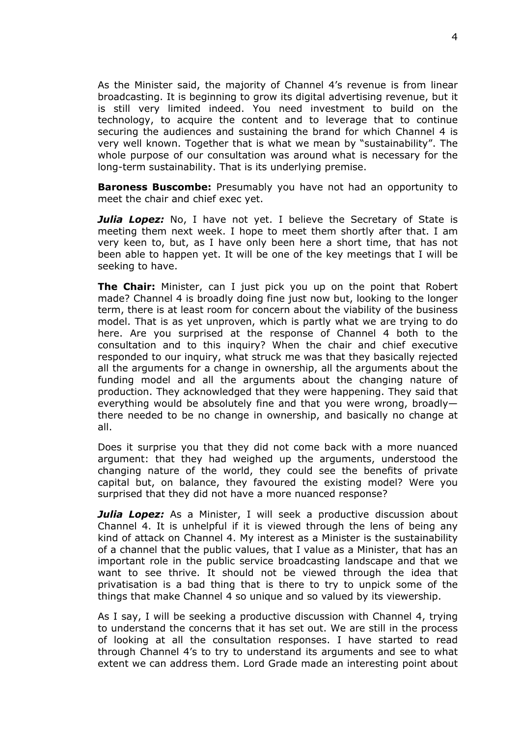As the Minister said, the majority of Channel 4’s revenue is from linear broadcasting. It is beginning to grow its digital advertising revenue, but it is still very limited indeed. You need investment to build on the technology, to acquire the content and to leverage that to continue securing the audiences and sustaining the brand for which Channel 4 is very well known. Together that is what we mean by “sustainability”. The whole purpose of our consultation was around what is necessary for the long-term sustainability. That is its underlying premise.

**Baroness Buscombe:** Presumably you have not had an opportunity to meet the chair and chief exec yet.

***Julia Lopez:*** No, I have not yet. I believe the Secretary of State is meeting them next week. I hope to meet them shortly after that. I am very keen to, but, as I have only been here a short time, that has not been able to happen yet. It will be one of the key meetings that I will be seeking to have.

**The Chair:** Minister, can I just pick you up on the point that Robert made? Channel 4 is broadly doing fine just now but, looking to the longer term, there is at least room for concern about the viability of the business model. That is as yet unproven, which is partly what we are trying to do here. Are you surprised at the response of Channel 4 both to the consultation and to this inquiry? When the chair and chief executive responded to our inquiry, what struck me was that they basically rejected all the arguments for a change in ownership, all the arguments about the funding model and all the arguments about the changing nature of production. They acknowledged that they were happening. They said that everything would be absolutely fine and that you were wrong, broadly—there needed to be no change in ownership, and basically no change at all.

Does it surprise you that they did not come back with a more nuanced argument: that they had weighed up the arguments, understood the changing nature of the world, they could see the benefits of private capital but, on balance, they favoured the existing model? Were you surprised that they did not have a more nuanced response?

***Julia Lopez:*** As a Minister, I will seek a productive discussion about Channel 4. It is unhelpful if it is viewed through the lens of being any kind of attack on Channel 4. My interest as a Minister is the sustainability of a channel that the public values, that I value as a Minister, that has an important role in the public service broadcasting landscape and that we want to see thrive. It should not be viewed through the idea that privatisation is a bad thing that is there to try to unpick some of the things that make Channel 4 so unique and so valued by its viewership.

As I say, I will be seeking a productive discussion with Channel 4, trying to understand the concerns that it has set out. We are still in the process of looking at all the consultation responses. I have started to read through Channel 4’s to try to understand its arguments and see to what extent we can address them. Lord Grade made an interesting point about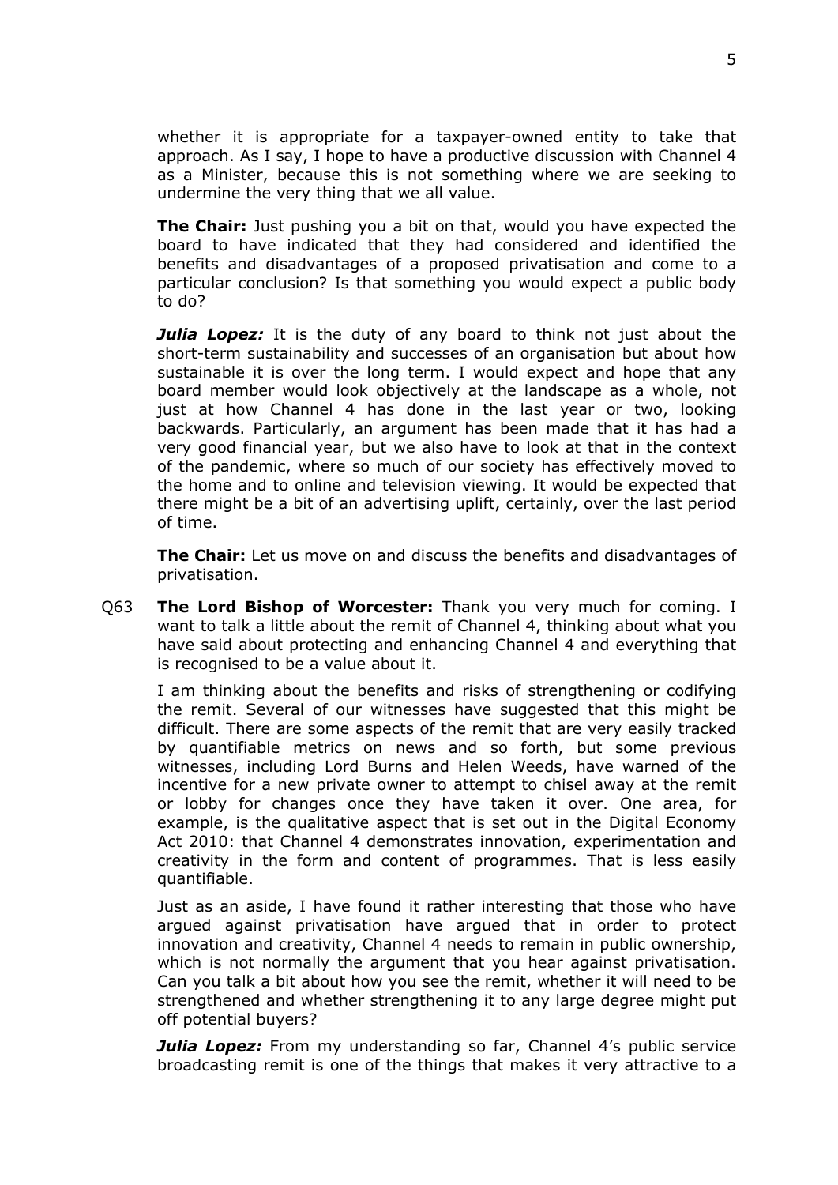whether it is appropriate for a taxpayer-owned entity to take that approach. As I say, I hope to have a productive discussion with Channel 4 as a Minister, because this is not something where we are seeking to undermine the very thing that we all value.

**The Chair:** Just pushing you a bit on that, would you have expected the board to have indicated that they had considered and identified the benefits and disadvantages of a proposed privatisation and come to a particular conclusion? Is that something you would expect a public body to do?

***Julia Lopez:*** It is the duty of any board to think not just about the short-term sustainability and successes of an organisation but about how sustainable it is over the long term. I would expect and hope that any board member would look objectively at the landscape as a whole, not just at how Channel 4 has done in the last year or two, looking backwards. Particularly, an argument has been made that it has had a very good financial year, but we also have to look at that in the context of the pandemic, where so much of our society has effectively moved to the home and to online and television viewing. It would be expected that there might be a bit of an advertising uplift, certainly, over the last period of time.

**The Chair:** Let us move on and discuss the benefits and disadvantages of privatisation.

Q63 **The Lord Bishop of Worcester:** Thank you very much for coming. I want to talk a little about the remit of Channel 4, thinking about what you have said about protecting and enhancing Channel 4 and everything that is recognised to be a value about it.

I am thinking about the benefits and risks of strengthening or codifying the remit. Several of our witnesses have suggested that this might be difficult. There are some aspects of the remit that are very easily tracked by quantifiable metrics on news and so forth, but some previous witnesses, including Lord Burns and Helen Weeds, have warned of the incentive for a new private owner to attempt to chisel away at the remit or lobby for changes once they have taken it over. One area, for example, is the qualitative aspect that is set out in the Digital Economy Act 2010: that Channel 4 demonstrates innovation, experimentation and creativity in the form and content of programmes. That is less easily quantifiable.

Just as an aside, I have found it rather interesting that those who have argued against privatisation have argued that in order to protect innovation and creativity, Channel 4 needs to remain in public ownership, which is not normally the argument that you hear against privatisation. Can you talk a bit about how you see the remit, whether it will need to be strengthened and whether strengthening it to any large degree might put off potential buyers?

***Julia Lopez:*** From my understanding so far, Channel 4's public service broadcasting remit is one of the things that makes it very attractive to a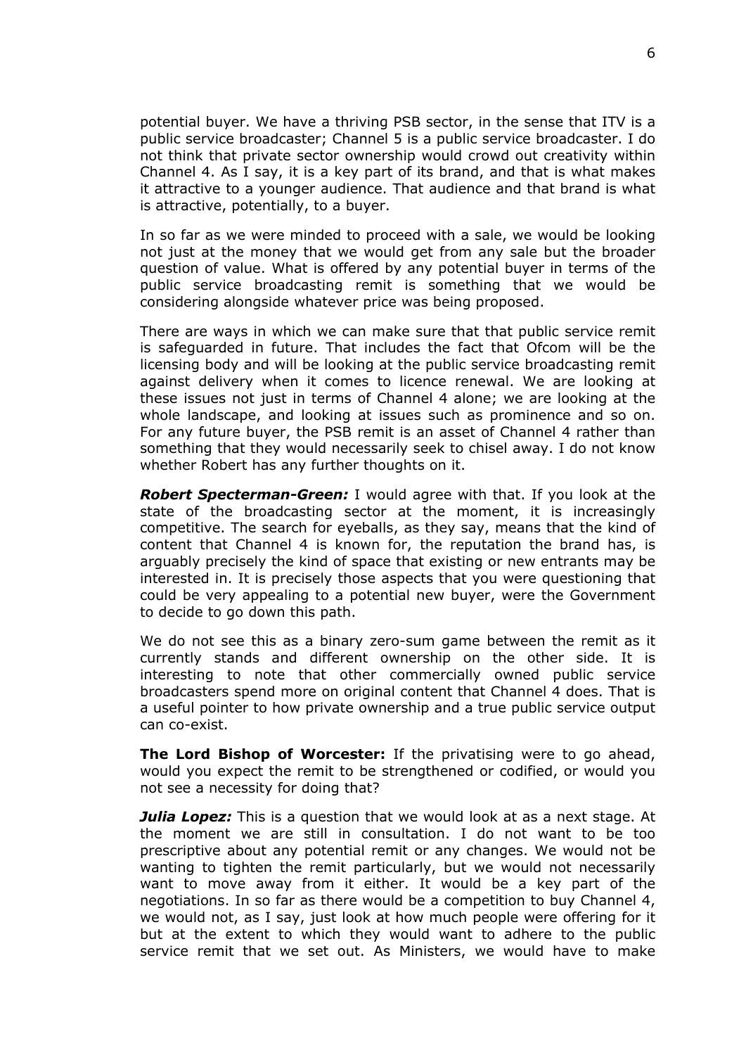potential buyer. We have a thriving PSB sector, in the sense that ITV is a public service broadcaster; Channel 5 is a public service broadcaster. I do not think that private sector ownership would crowd out creativity within Channel 4. As I say, it is a key part of its brand, and that is what makes it attractive to a younger audience. That audience and that brand is what is attractive, potentially, to a buyer.

In so far as we were minded to proceed with a sale, we would be looking not just at the money that we would get from any sale but the broader question of value. What is offered by any potential buyer in terms of the public service broadcasting remit is something that we would be considering alongside whatever price was being proposed.

There are ways in which we can make sure that that public service remit is safeguarded in future. That includes the fact that Ofcom will be the licensing body and will be looking at the public service broadcasting remit against delivery when it comes to licence renewal. We are looking at these issues not just in terms of Channel 4 alone; we are looking at the whole landscape, and looking at issues such as prominence and so on. For any future buyer, the PSB remit is an asset of Channel 4 rather than something that they would necessarily seek to chisel away. I do not know whether Robert has any further thoughts on it.

***Robert Specterman-Green:*** I would agree with that. If you look at the state of the broadcasting sector at the moment, it is increasingly competitive. The search for eyeballs, as they say, means that the kind of content that Channel 4 is known for, the reputation the brand has, is arguably precisely the kind of space that existing or new entrants may be interested in. It is precisely those aspects that you were questioning that could be very appealing to a potential new buyer, were the Government to decide to go down this path.

We do not see this as a binary zero-sum game between the remit as it currently stands and different ownership on the other side. It is interesting to note that other commercially owned public service broadcasters spend more on original content that Channel 4 does. That is a useful pointer to how private ownership and a true public service output can co-exist.

**The Lord Bishop of Worcester:** If the privatising were to go ahead, would you expect the remit to be strengthened or codified, or would you not see a necessity for doing that?

***Julia Lopez:*** This is a question that we would look at as a next stage. At the moment we are still in consultation. I do not want to be too prescriptive about any potential remit or any changes. We would not be wanting to tighten the remit particularly, but we would not necessarily want to move away from it either. It would be a key part of the negotiations. In so far as there would be a competition to buy Channel 4, we would not, as I say, just look at how much people were offering for it but at the extent to which they would want to adhere to the public service remit that we set out. As Ministers, we would have to make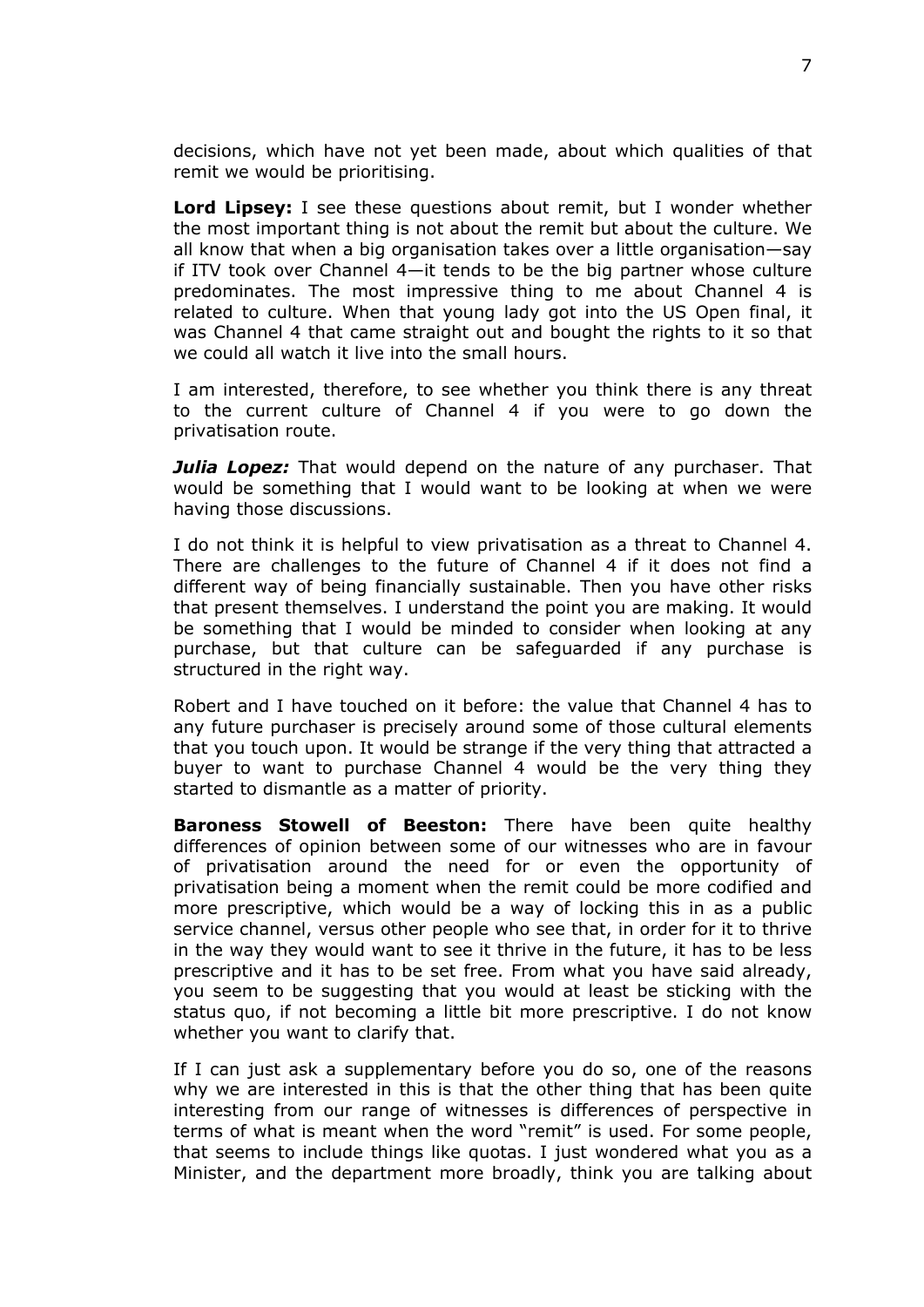decisions, which have not yet been made, about which qualities of that remit we would be prioritising.

**Lord Lipsey:** I see these questions about remit, but I wonder whether the most important thing is not about the remit but about the culture. We all know that when a big organisation takes over a little organisation—say if ITV took over Channel 4—it tends to be the big partner whose culture predominates. The most impressive thing to me about Channel 4 is related to culture. When that young lady got into the US Open final, it was Channel 4 that came straight out and bought the rights to it so that we could all watch it live into the small hours.

I am interested, therefore, to see whether you think there is any threat to the current culture of Channel 4 if you were to go down the privatisation route.

***Julia Lopez:*** That would depend on the nature of any purchaser. That would be something that I would want to be looking at when we were having those discussions.

I do not think it is helpful to view privatisation as a threat to Channel 4. There are challenges to the future of Channel 4 if it does not find a different way of being financially sustainable. Then you have other risks that present themselves. I understand the point you are making. It would be something that I would be minded to consider when looking at any purchase, but that culture can be safeguarded if any purchase is structured in the right way.

Robert and I have touched on it before: the value that Channel 4 has to any future purchaser is precisely around some of those cultural elements that you touch upon. It would be strange if the very thing that attracted a buyer to want to purchase Channel 4 would be the very thing they started to dismantle as a matter of priority.

**Baroness Stowell of Beeston:** There have been quite healthy differences of opinion between some of our witnesses who are in favour of privatisation around the need for or even the opportunity of privatisation being a moment when the remit could be more codified and more prescriptive, which would be a way of locking this in as a public service channel, versus other people who see that, in order for it to thrive in the way they would want to see it thrive in the future, it has to be less prescriptive and it has to be set free. From what you have said already, you seem to be suggesting that you would at least be sticking with the status quo, if not becoming a little bit more prescriptive. I do not know whether you want to clarify that.

If I can just ask a supplementary before you do so, one of the reasons why we are interested in this is that the other thing that has been quite interesting from our range of witnesses is differences of perspective in terms of what is meant when the word "remit" is used. For some people, that seems to include things like quotas. I just wondered what you as a Minister, and the department more broadly, think you are talking about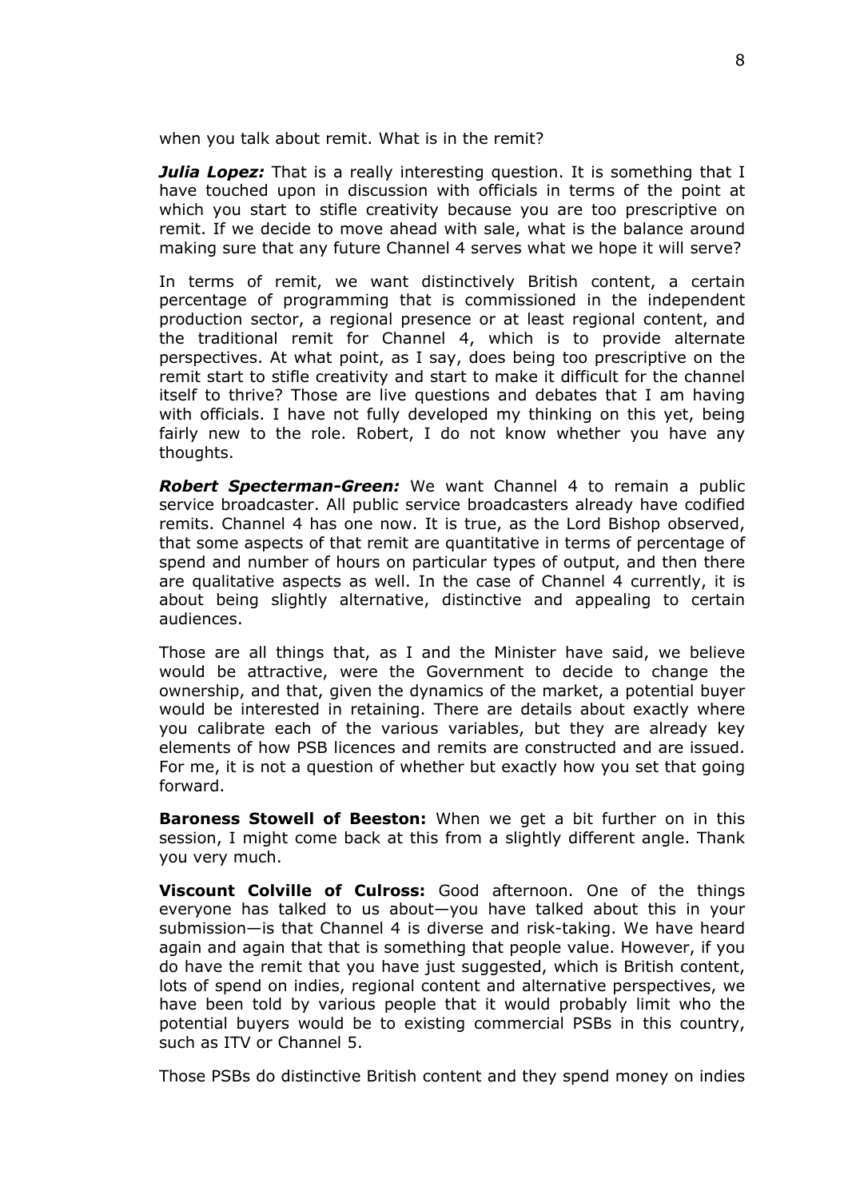when you talk about remit. What is in the remit?

***Julia Lopez:*** That is a really interesting question. It is something that I have touched upon in discussion with officials in terms of the point at which you start to stifle creativity because you are too prescriptive on remit. If we decide to move ahead with sale, what is the balance around making sure that any future Channel 4 serves what we hope it will serve?

In terms of remit, we want distinctively British content, a certain percentage of programming that is commissioned in the independent production sector, a regional presence or at least regional content, and the traditional remit for Channel 4, which is to provide alternate perspectives. At what point, as I say, does being too prescriptive on the remit start to stifle creativity and start to make it difficult for the channel itself to thrive? Those are live questions and debates that I am having with officials. I have not fully developed my thinking on this yet, being fairly new to the role. Robert, I do not know whether you have any thoughts.

***Robert Specterman-Green:*** We want Channel 4 to remain a public service broadcaster. All public service broadcasters already have codified remits. Channel 4 has one now. It is true, as the Lord Bishop observed, that some aspects of that remit are quantitative in terms of percentage of spend and number of hours on particular types of output, and then there are qualitative aspects as well. In the case of Channel 4 currently, it is about being slightly alternative, distinctive and appealing to certain audiences.

Those are all things that, as I and the Minister have said, we believe would be attractive, were the Government to decide to change the ownership, and that, given the dynamics of the market, a potential buyer would be interested in retaining. There are details about exactly where you calibrate each of the various variables, but they are already key elements of how PSB licences and remits are constructed and are issued. For me, it is not a question of whether but exactly how you set that going forward.

**Baroness Stowell of Beeston:** When we get a bit further on in this session, I might come back at this from a slightly different angle. Thank you very much.

**Viscount Colville of Culross:** Good afternoon. One of the things everyone has talked to us about—you have talked about this in your submission—is that Channel 4 is diverse and risk-taking. We have heard again and again that that is something that people value. However, if you do have the remit that you have just suggested, which is British content, lots of spend on indies, regional content and alternative perspectives, we have been told by various people that it would probably limit who the potential buyers would be to existing commercial PSBs in this country, such as ITV or Channel 5.

Those PSBs do distinctive British content and they spend money on indies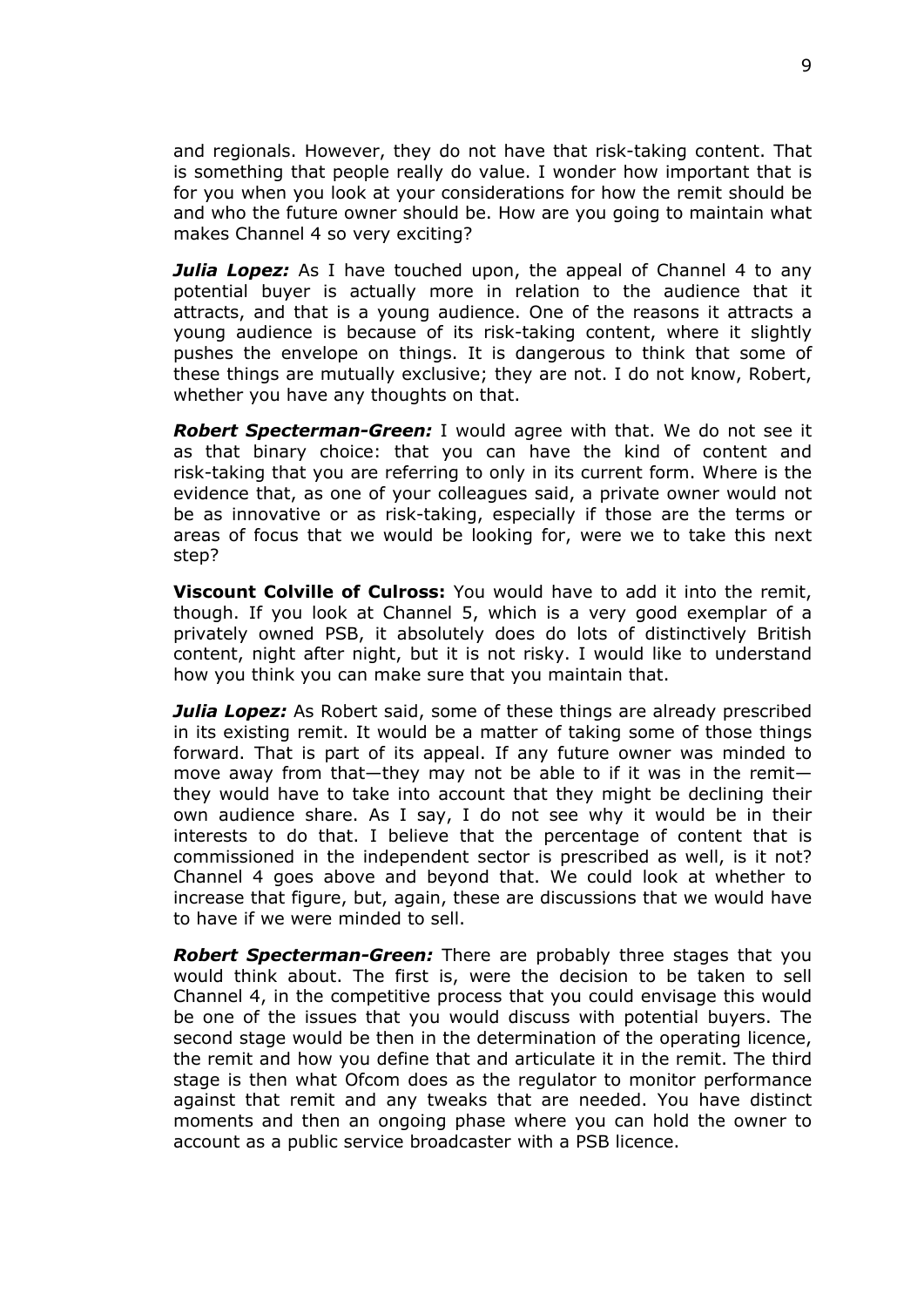and regionals. However, they do not have that risk-taking content. That is something that people really do value. I wonder how important that is for you when you look at your considerations for how the remit should be and who the future owner should be. How are you going to maintain what makes Channel 4 so very exciting?

***Julia Lopez:*** As I have touched upon, the appeal of Channel 4 to any potential buyer is actually more in relation to the audience that it attracts, and that is a young audience. One of the reasons it attracts a young audience is because of its risk-taking content, where it slightly pushes the envelope on things. It is dangerous to think that some of these things are mutually exclusive; they are not. I do not know, Robert, whether you have any thoughts on that.

***Robert Specterman-Green:*** I would agree with that. We do not see it as that binary choice: that you can have the kind of content and risk-taking that you are referring to only in its current form. Where is the evidence that, as one of your colleagues said, a private owner would not be as innovative or as risk-taking, especially if those are the terms or areas of focus that we would be looking for, were we to take this next step?

**Viscount Colville of Culross:** You would have to add it into the remit, though. If you look at Channel 5, which is a very good exemplar of a privately owned PSB, it absolutely does do lots of distinctively British content, night after night, but it is not risky. I would like to understand how you think you can make sure that you maintain that.

***Julia Lopez:*** As Robert said, some of these things are already prescribed in its existing remit. It would be a matter of taking some of those things forward. That is part of its appeal. If any future owner was minded to move away from that—they may not be able to if it was in the remit—they would have to take into account that they might be declining their own audience share. As I say, I do not see why it would be in their interests to do that. I believe that the percentage of content that is commissioned in the independent sector is prescribed as well, is it not? Channel 4 goes above and beyond that. We could look at whether to increase that figure, but, again, these are discussions that we would have to have if we were minded to sell.

***Robert Specterman-Green:*** There are probably three stages that you would think about. The first is, were the decision to be taken to sell Channel 4, in the competitive process that you could envisage this would be one of the issues that you would discuss with potential buyers. The second stage would be then in the determination of the operating licence, the remit and how you define that and articulate it in the remit. The third stage is then what Ofcom does as the regulator to monitor performance against that remit and any tweaks that are needed. You have distinct moments and then an ongoing phase where you can hold the owner to account as a public service broadcaster with a PSB licence.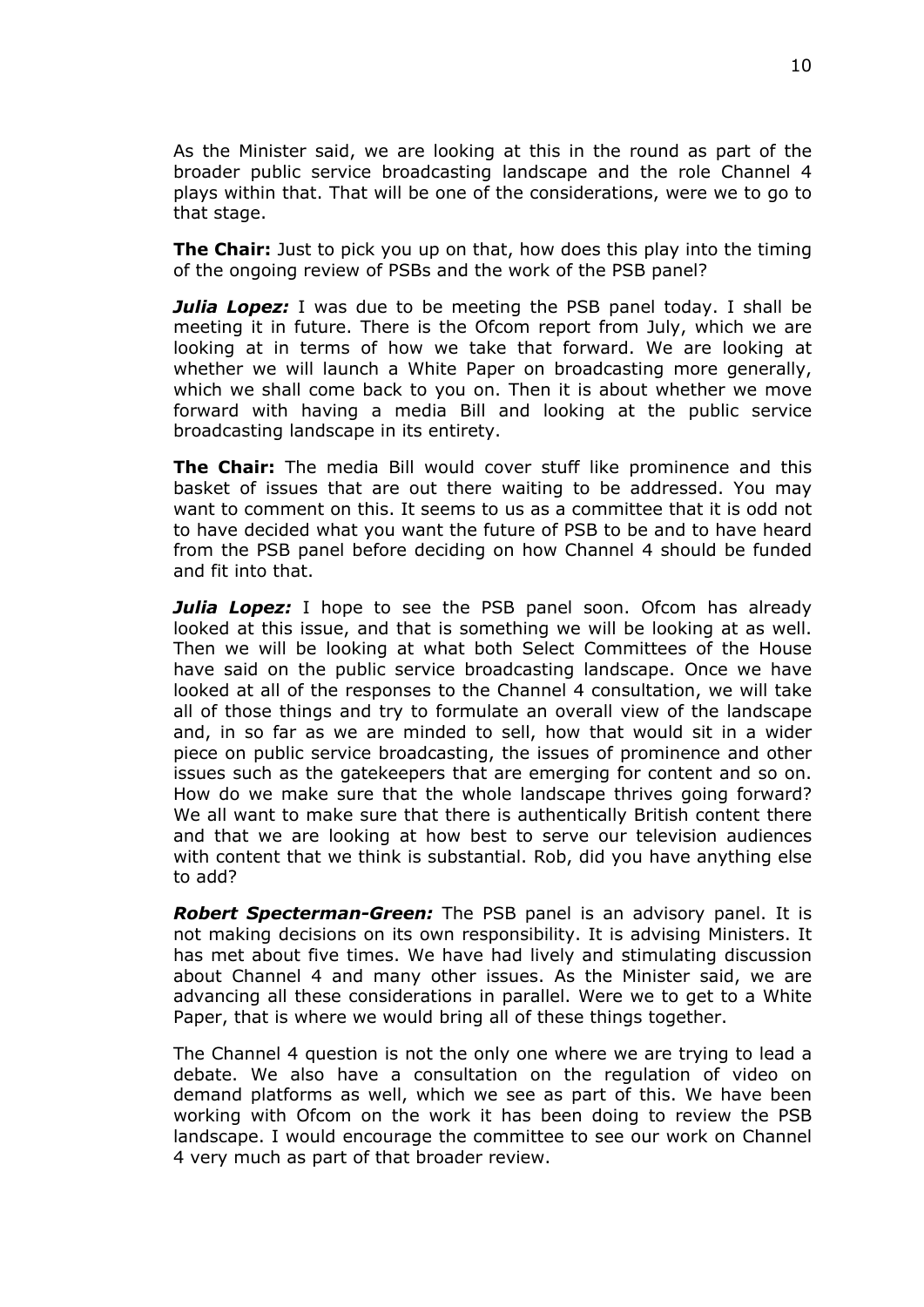As the Minister said, we are looking at this in the round as part of the broader public service broadcasting landscape and the role Channel 4 plays within that. That will be one of the considerations, were we to go to that stage.

**The Chair:** Just to pick you up on that, how does this play into the timing of the ongoing review of PSBs and the work of the PSB panel?

***Julia Lopez:*** I was due to be meeting the PSB panel today. I shall be meeting it in future. There is the Ofcom report from July, which we are looking at in terms of how we take that forward. We are looking at whether we will launch a White Paper on broadcasting more generally, which we shall come back to you on. Then it is about whether we move forward with having a media Bill and looking at the public service broadcasting landscape in its entirety.

**The Chair:** The media Bill would cover stuff like prominence and this basket of issues that are out there waiting to be addressed. You may want to comment on this. It seems to us as a committee that it is odd not to have decided what you want the future of PSB to be and to have heard from the PSB panel before deciding on how Channel 4 should be funded and fit into that.

***Julia Lopez:*** I hope to see the PSB panel soon. Ofcom has already looked at this issue, and that is something we will be looking at as well. Then we will be looking at what both Select Committees of the House have said on the public service broadcasting landscape. Once we have looked at all of the responses to the Channel 4 consultation, we will take all of those things and try to formulate an overall view of the landscape and, in so far as we are minded to sell, how that would sit in a wider piece on public service broadcasting, the issues of prominence and other issues such as the gatekeepers that are emerging for content and so on. How do we make sure that the whole landscape thrives going forward? We all want to make sure that there is authentically British content there and that we are looking at how best to serve our television audiences with content that we think is substantial. Rob, did you have anything else to add?

***Robert Specterman-Green:*** The PSB panel is an advisory panel. It is not making decisions on its own responsibility. It is advising Ministers. It has met about five times. We have had lively and stimulating discussion about Channel 4 and many other issues. As the Minister said, we are advancing all these considerations in parallel. Were we to get to a White Paper, that is where we would bring all of these things together.

The Channel 4 question is not the only one where we are trying to lead a debate. We also have a consultation on the regulation of video on demand platforms as well, which we see as part of this. We have been working with Ofcom on the work it has been doing to review the PSB landscape. I would encourage the committee to see our work on Channel 4 very much as part of that broader review.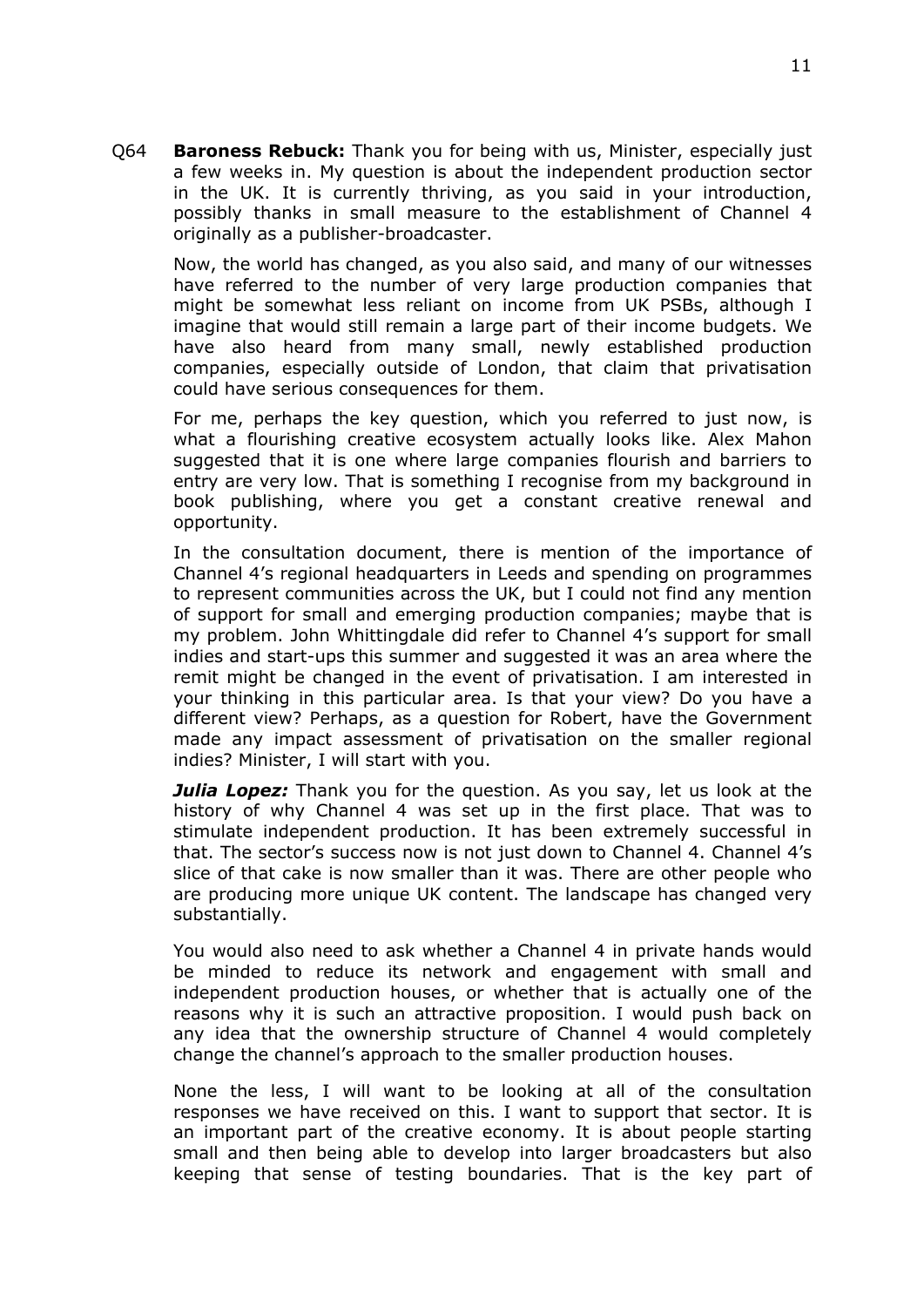Q64 **Baroness Rebuck:** Thank you for being with us, Minister, especially just a few weeks in. My question is about the independent production sector in the UK. It is currently thriving, as you said in your introduction, possibly thanks in small measure to the establishment of Channel 4 originally as a publisher-broadcaster.

Now, the world has changed, as you also said, and many of our witnesses have referred to the number of very large production companies that might be somewhat less reliant on income from UK PSBs, although I imagine that would still remain a large part of their income budgets. We have also heard from many small, newly established production companies, especially outside of London, that claim that privatisation could have serious consequences for them.

For me, perhaps the key question, which you referred to just now, is what a flourishing creative ecosystem actually looks like. Alex Mahon suggested that it is one where large companies flourish and barriers to entry are very low. That is something I recognise from my background in book publishing, where you get a constant creative renewal and opportunity.

In the consultation document, there is mention of the importance of Channel 4's regional headquarters in Leeds and spending on programmes to represent communities across the UK, but I could not find any mention of support for small and emerging production companies; maybe that is my problem. John Whittingdale did refer to Channel 4's support for small indies and start-ups this summer and suggested it was an area where the remit might be changed in the event of privatisation. I am interested in your thinking in this particular area. Is that your view? Do you have a different view? Perhaps, as a question for Robert, have the Government made any impact assessment of privatisation on the smaller regional indies? Minister, I will start with you.

***Julia Lopez:*** Thank you for the question. As you say, let us look at the history of why Channel 4 was set up in the first place. That was to stimulate independent production. It has been extremely successful in that. The sector's success now is not just down to Channel 4. Channel 4's slice of that cake is now smaller than it was. There are other people who are producing more unique UK content. The landscape has changed very substantially.

You would also need to ask whether a Channel 4 in private hands would be minded to reduce its network and engagement with small and independent production houses, or whether that is actually one of the reasons why it is such an attractive proposition. I would push back on any idea that the ownership structure of Channel 4 would completely change the channel's approach to the smaller production houses.

None the less, I will want to be looking at all of the consultation responses we have received on this. I want to support that sector. It is an important part of the creative economy. It is about people starting small and then being able to develop into larger broadcasters but also keeping that sense of testing boundaries. That is the key part of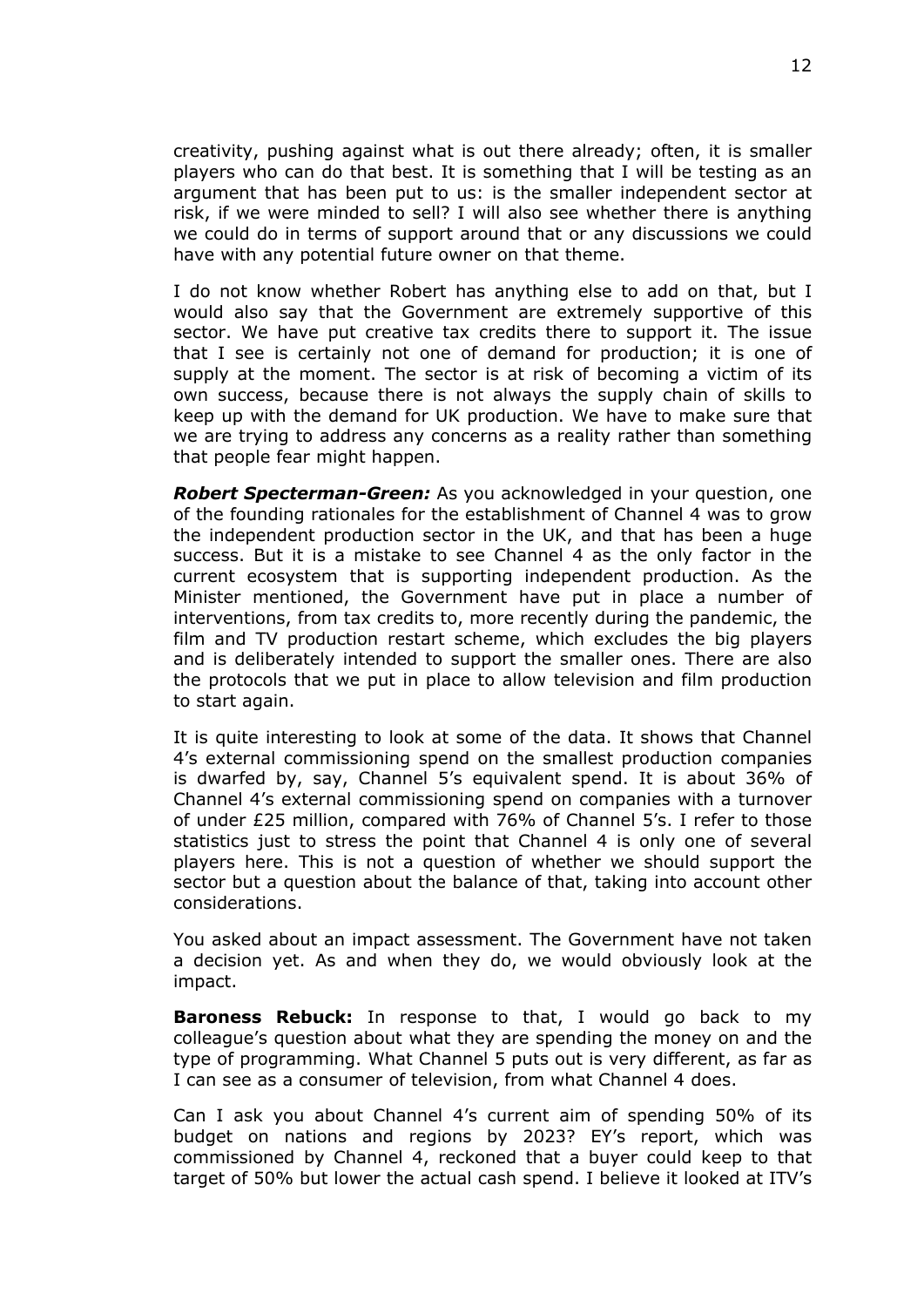creativity, pushing against what is out there already; often, it is smaller players who can do that best. It is something that I will be testing as an argument that has been put to us: is the smaller independent sector at risk, if we were minded to sell? I will also see whether there is anything we could do in terms of support around that or any discussions we could have with any potential future owner on that theme.

I do not know whether Robert has anything else to add on that, but I would also say that the Government are extremely supportive of this sector. We have put creative tax credits there to support it. The issue that I see is certainly not one of demand for production; it is one of supply at the moment. The sector is at risk of becoming a victim of its own success, because there is not always the supply chain of skills to keep up with the demand for UK production. We have to make sure that we are trying to address any concerns as a reality rather than something that people fear might happen.

***Robert Specterman-Green:*** As you acknowledged in your question, one of the founding rationales for the establishment of Channel 4 was to grow the independent production sector in the UK, and that has been a huge success. But it is a mistake to see Channel 4 as the only factor in the current ecosystem that is supporting independent production. As the Minister mentioned, the Government have put in place a number of interventions, from tax credits to, more recently during the pandemic, the film and TV production restart scheme, which excludes the big players and is deliberately intended to support the smaller ones. There are also the protocols that we put in place to allow television and film production to start again.

It is quite interesting to look at some of the data. It shows that Channel 4's external commissioning spend on the smallest production companies is dwarfed by, say, Channel 5's equivalent spend. It is about 36% of Channel 4's external commissioning spend on companies with a turnover of under £25 million, compared with 76% of Channel 5's. I refer to those statistics just to stress the point that Channel 4 is only one of several players here. This is not a question of whether we should support the sector but a question about the balance of that, taking into account other considerations.

You asked about an impact assessment. The Government have not taken a decision yet. As and when they do, we would obviously look at the impact.

**Baroness Rebuck:** In response to that, I would go back to my colleague's question about what they are spending the money on and the type of programming. What Channel 5 puts out is very different, as far as I can see as a consumer of television, from what Channel 4 does.

Can I ask you about Channel 4's current aim of spending 50% of its budget on nations and regions by 2023? EY's report, which was commissioned by Channel 4, reckoned that a buyer could keep to that target of 50% but lower the actual cash spend. I believe it looked at ITV's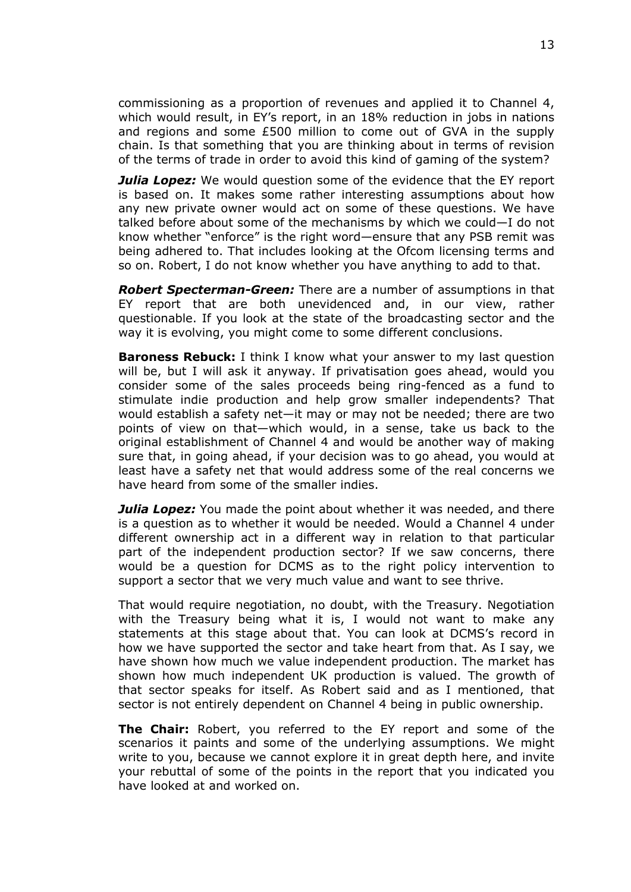commissioning as a proportion of revenues and applied it to Channel 4, which would result, in EY's report, in an 18% reduction in jobs in nations and regions and some £500 million to come out of GVA in the supply chain. Is that something that you are thinking about in terms of revision of the terms of trade in order to avoid this kind of gaming of the system?

***Julia Lopez:*** We would question some of the evidence that the EY report is based on. It makes some rather interesting assumptions about how any new private owner would act on some of these questions. We have talked before about some of the mechanisms by which we could—I do not know whether "enforce" is the right word—ensure that any PSB remit was being adhered to. That includes looking at the Ofcom licensing terms and so on. Robert, I do not know whether you have anything to add to that.

***Robert Specterman-Green:*** There are a number of assumptions in that EY report that are both unevidenced and, in our view, rather questionable. If you look at the state of the broadcasting sector and the way it is evolving, you might come to some different conclusions.

**Baroness Rebuck:** I think I know what your answer to my last question will be, but I will ask it anyway. If privatisation goes ahead, would you consider some of the sales proceeds being ring-fenced as a fund to stimulate indie production and help grow smaller independents? That would establish a safety net—it may or may not be needed; there are two points of view on that—which would, in a sense, take us back to the original establishment of Channel 4 and would be another way of making sure that, in going ahead, if your decision was to go ahead, you would at least have a safety net that would address some of the real concerns we have heard from some of the smaller indies.

***Julia Lopez:*** You made the point about whether it was needed, and there is a question as to whether it would be needed. Would a Channel 4 under different ownership act in a different way in relation to that particular part of the independent production sector? If we saw concerns, there would be a question for DCMS as to the right policy intervention to support a sector that we very much value and want to see thrive.

That would require negotiation, no doubt, with the Treasury. Negotiation with the Treasury being what it is, I would not want to make any statements at this stage about that. You can look at DCMS's record in how we have supported the sector and take heart from that. As I say, we have shown how much we value independent production. The market has shown how much independent UK production is valued. The growth of that sector speaks for itself. As Robert said and as I mentioned, that sector is not entirely dependent on Channel 4 being in public ownership.

**The Chair:** Robert, you referred to the EY report and some of the scenarios it paints and some of the underlying assumptions. We might write to you, because we cannot explore it in great depth here, and invite your rebuttal of some of the points in the report that you indicated you have looked at and worked on.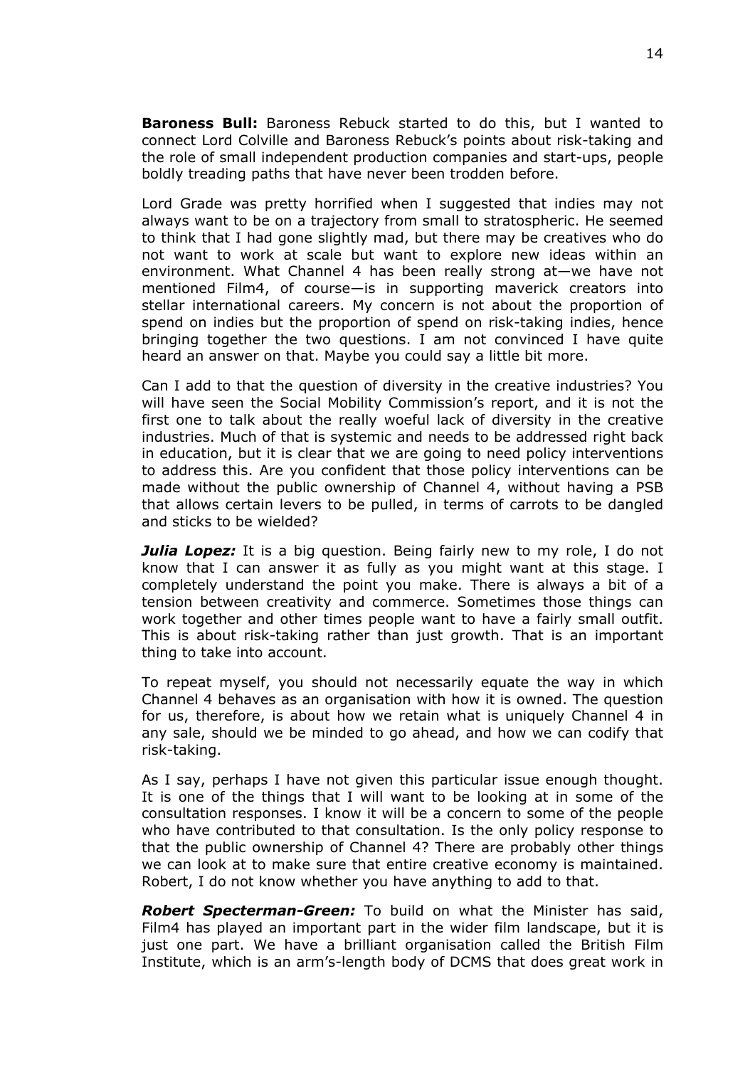**Baroness Bull:** Baroness Rebuck started to do this, but I wanted to connect Lord Colville and Baroness Rebuck's points about risk-taking and the role of small independent production companies and start-ups, people boldly treading paths that have never been trodden before.

Lord Grade was pretty horrified when I suggested that indies may not always want to be on a trajectory from small to stratospheric. He seemed to think that I had gone slightly mad, but there may be creatives who do not want to work at scale but want to explore new ideas within an environment. What Channel 4 has been really strong at—we have not mentioned Film4, of course—is in supporting maverick creators into stellar international careers. My concern is not about the proportion of spend on indies but the proportion of spend on risk-taking indies, hence bringing together the two questions. I am not convinced I have quite heard an answer on that. Maybe you could say a little bit more.

Can I add to that the question of diversity in the creative industries? You will have seen the Social Mobility Commission's report, and it is not the first one to talk about the really woeful lack of diversity in the creative industries. Much of that is systemic and needs to be addressed right back in education, but it is clear that we are going to need policy interventions to address this. Are you confident that those policy interventions can be made without the public ownership of Channel 4, without having a PSB that allows certain levers to be pulled, in terms of carrots to be dangled and sticks to be wielded?

***Julia Lopez:*** It is a big question. Being fairly new to my role, I do not know that I can answer it as fully as you might want at this stage. I completely understand the point you make. There is always a bit of a tension between creativity and commerce. Sometimes those things can work together and other times people want to have a fairly small outfit. This is about risk-taking rather than just growth. That is an important thing to take into account.

To repeat myself, you should not necessarily equate the way in which Channel 4 behaves as an organisation with how it is owned. The question for us, therefore, is about how we retain what is uniquely Channel 4 in any sale, should we be minded to go ahead, and how we can codify that risk-taking.

As I say, perhaps I have not given this particular issue enough thought. It is one of the things that I will want to be looking at in some of the consultation responses. I know it will be a concern to some of the people who have contributed to that consultation. Is the only policy response to that the public ownership of Channel 4? There are probably other things we can look at to make sure that entire creative economy is maintained. Robert, I do not know whether you have anything to add to that.

***Robert Specterman-Green:*** To build on what the Minister has said, Film4 has played an important part in the wider film landscape, but it is just one part. We have a brilliant organisation called the British Film Institute, which is an arm's-length body of DCMS that does great work in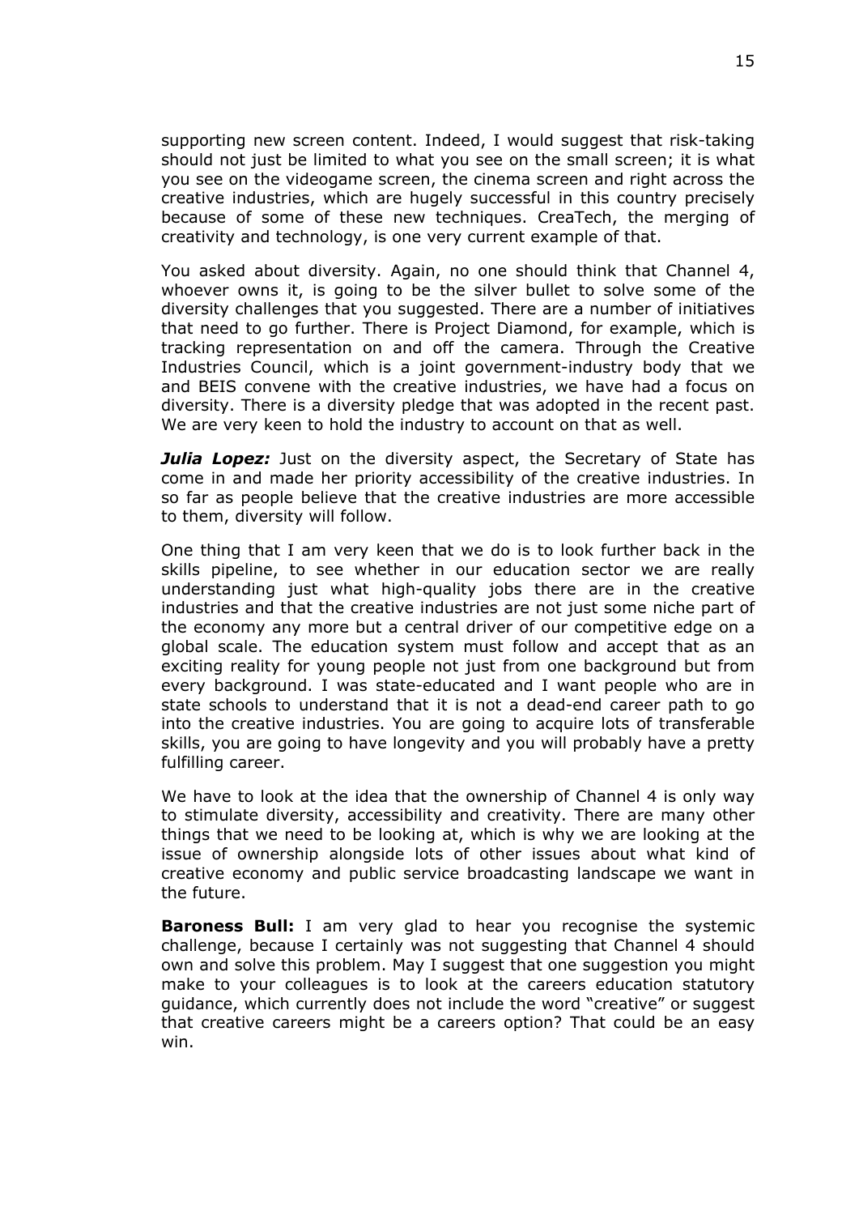supporting new screen content. Indeed, I would suggest that risk-taking should not just be limited to what you see on the small screen; it is what you see on the videogame screen, the cinema screen and right across the creative industries, which are hugely successful in this country precisely because of some of these new techniques. CreaTech, the merging of creativity and technology, is one very current example of that.

You asked about diversity. Again, no one should think that Channel 4, whoever owns it, is going to be the silver bullet to solve some of the diversity challenges that you suggested. There are a number of initiatives that need to go further. There is Project Diamond, for example, which is tracking representation on and off the camera. Through the Creative Industries Council, which is a joint government-industry body that we and BEIS convene with the creative industries, we have had a focus on diversity. There is a diversity pledge that was adopted in the recent past. We are very keen to hold the industry to account on that as well.

***Julia Lopez:*** Just on the diversity aspect, the Secretary of State has come in and made her priority accessibility of the creative industries. In so far as people believe that the creative industries are more accessible to them, diversity will follow.

One thing that I am very keen that we do is to look further back in the skills pipeline, to see whether in our education sector we are really understanding just what high-quality jobs there are in the creative industries and that the creative industries are not just some niche part of the economy any more but a central driver of our competitive edge on a global scale. The education system must follow and accept that as an exciting reality for young people not just from one background but from every background. I was state-educated and I want people who are in state schools to understand that it is not a dead-end career path to go into the creative industries. You are going to acquire lots of transferable skills, you are going to have longevity and you will probably have a pretty fulfilling career.

We have to look at the idea that the ownership of Channel 4 is only way to stimulate diversity, accessibility and creativity. There are many other things that we need to be looking at, which is why we are looking at the issue of ownership alongside lots of other issues about what kind of creative economy and public service broadcasting landscape we want in the future.

**Baroness Bull:** I am very glad to hear you recognise the systemic challenge, because I certainly was not suggesting that Channel 4 should own and solve this problem. May I suggest that one suggestion you might make to your colleagues is to look at the careers education statutory guidance, which currently does not include the word "creative" or suggest that creative careers might be a careers option? That could be an easy win.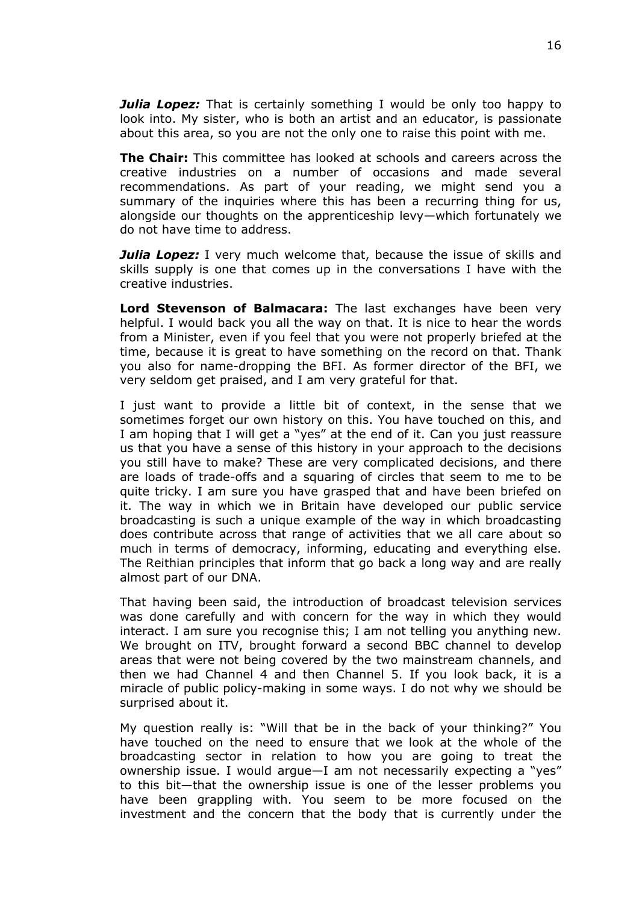***Julia Lopez:*** That is certainly something I would be only too happy to look into. My sister, who is both an artist and an educator, is passionate about this area, so you are not the only one to raise this point with me.

**The Chair:** This committee has looked at schools and careers across the creative industries on a number of occasions and made several recommendations. As part of your reading, we might send you a summary of the inquiries where this has been a recurring thing for us, alongside our thoughts on the apprenticeship levy—which fortunately we do not have time to address.

***Julia Lopez:*** I very much welcome that, because the issue of skills and skills supply is one that comes up in the conversations I have with the creative industries.

**Lord Stevenson of Balmacara:** The last exchanges have been very helpful. I would back you all the way on that. It is nice to hear the words from a Minister, even if you feel that you were not properly briefed at the time, because it is great to have something on the record on that. Thank you also for name-dropping the BFI. As former director of the BFI, we very seldom get praised, and I am very grateful for that.

I just want to provide a little bit of context, in the sense that we sometimes forget our own history on this. You have touched on this, and I am hoping that I will get a "yes" at the end of it. Can you just reassure us that you have a sense of this history in your approach to the decisions you still have to make? These are very complicated decisions, and there are loads of trade-offs and a squaring of circles that seem to me to be quite tricky. I am sure you have grasped that and have been briefed on it. The way in which we in Britain have developed our public service broadcasting is such a unique example of the way in which broadcasting does contribute across that range of activities that we all care about so much in terms of democracy, informing, educating and everything else. The Reithian principles that inform that go back a long way and are really almost part of our DNA.

That having been said, the introduction of broadcast television services was done carefully and with concern for the way in which they would interact. I am sure you recognise this; I am not telling you anything new. We brought on ITV, brought forward a second BBC channel to develop areas that were not being covered by the two mainstream channels, and then we had Channel 4 and then Channel 5. If you look back, it is a miracle of public policy-making in some ways. I do not why we should be surprised about it.

My question really is: "Will that be in the back of your thinking?" You have touched on the need to ensure that we look at the whole of the broadcasting sector in relation to how you are going to treat the ownership issue. I would argue—I am not necessarily expecting a "yes" to this bit—that the ownership issue is one of the lesser problems you have been grappling with. You seem to be more focused on the investment and the concern that the body that is currently under the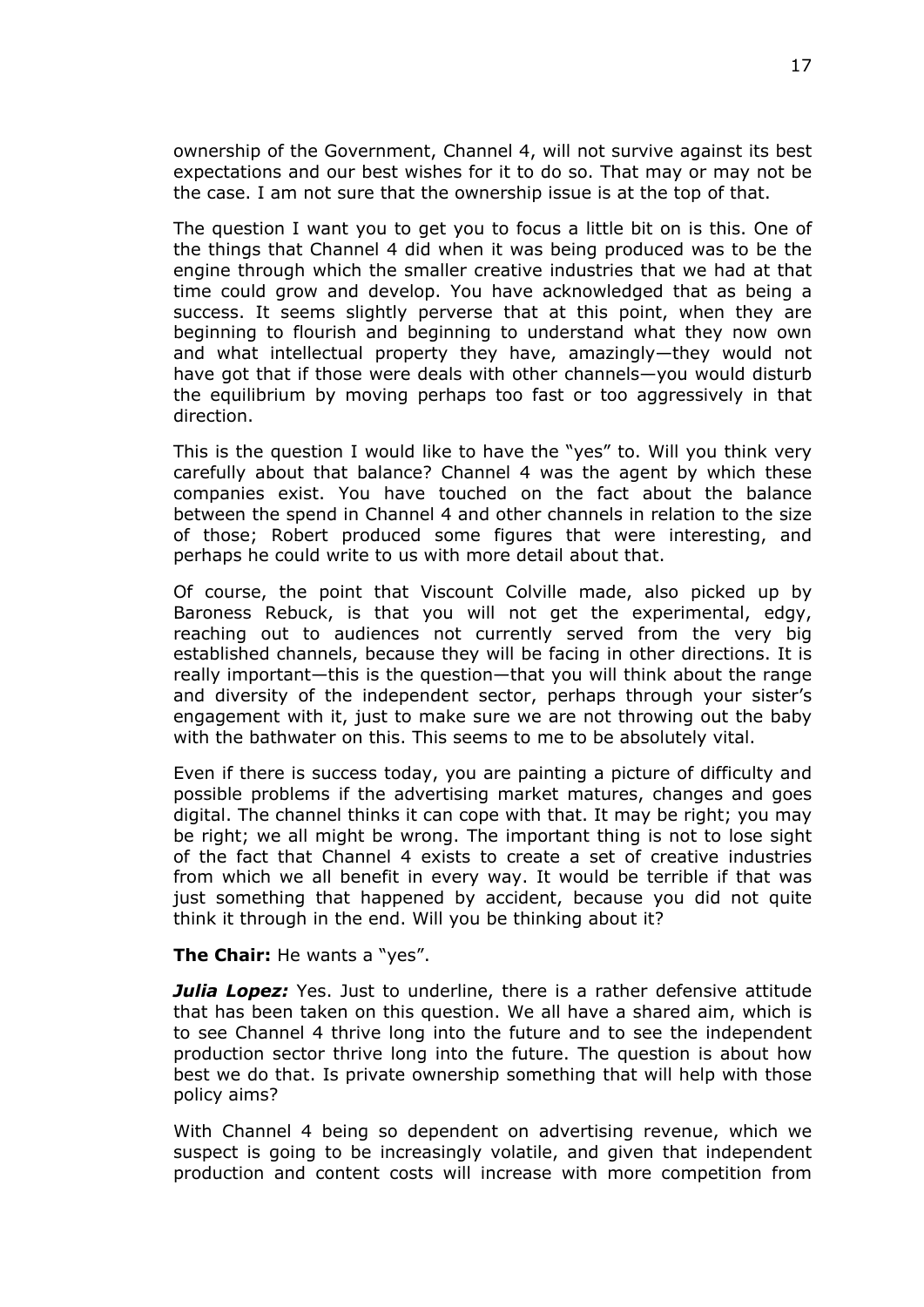ownership of the Government, Channel 4, will not survive against its best expectations and our best wishes for it to do so. That may or may not be the case. I am not sure that the ownership issue is at the top of that.

The question I want you to get you to focus a little bit on is this. One of the things that Channel 4 did when it was being produced was to be the engine through which the smaller creative industries that we had at that time could grow and develop. You have acknowledged that as being a success. It seems slightly perverse that at this point, when they are beginning to flourish and beginning to understand what they now own and what intellectual property they have, amazingly—they would not have got that if those were deals with other channels—you would disturb the equilibrium by moving perhaps too fast or too aggressively in that direction.

This is the question I would like to have the "yes" to. Will you think very carefully about that balance? Channel 4 was the agent by which these companies exist. You have touched on the fact about the balance between the spend in Channel 4 and other channels in relation to the size of those; Robert produced some figures that were interesting, and perhaps he could write to us with more detail about that.

Of course, the point that Viscount Colville made, also picked up by Baroness Rebuck, is that you will not get the experimental, edgy, reaching out to audiences not currently served from the very big established channels, because they will be facing in other directions. It is really important—this is the question—that you will think about the range and diversity of the independent sector, perhaps through your sister's engagement with it, just to make sure we are not throwing out the baby with the bathwater on this. This seems to me to be absolutely vital.

Even if there is success today, you are painting a picture of difficulty and possible problems if the advertising market matures, changes and goes digital. The channel thinks it can cope with that. It may be right; you may be right; we all might be wrong. The important thing is not to lose sight of the fact that Channel 4 exists to create a set of creative industries from which we all benefit in every way. It would be terrible if that was just something that happened by accident, because you did not quite think it through in the end. Will you be thinking about it?

**The Chair:** He wants a "yes".

***Julia Lopez:*** Yes. Just to underline, there is a rather defensive attitude that has been taken on this question. We all have a shared aim, which is to see Channel 4 thrive long into the future and to see the independent production sector thrive long into the future. The question is about how best we do that. Is private ownership something that will help with those policy aims?

With Channel 4 being so dependent on advertising revenue, which we suspect is going to be increasingly volatile, and given that independent production and content costs will increase with more competition from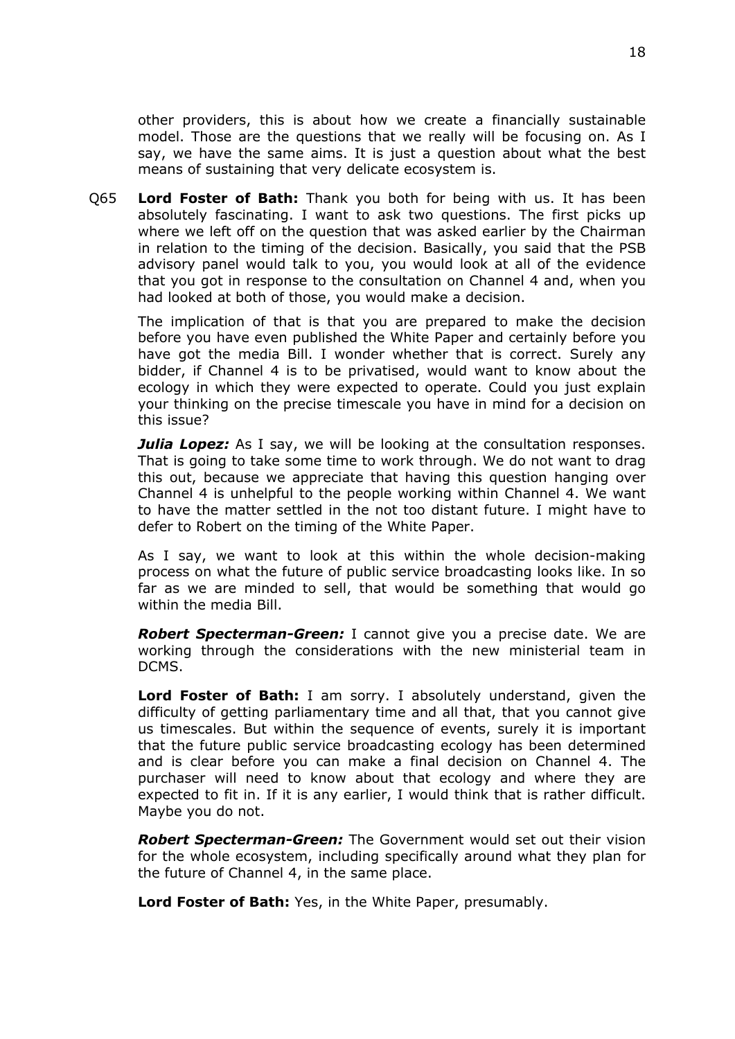other providers, this is about how we create a financially sustainable model. Those are the questions that we really will be focusing on. As I say, we have the same aims. It is just a question about what the best means of sustaining that very delicate ecosystem is.

Q65 **Lord Foster of Bath:** Thank you both for being with us. It has been absolutely fascinating. I want to ask two questions. The first picks up where we left off on the question that was asked earlier by the Chairman in relation to the timing of the decision. Basically, you said that the PSB advisory panel would talk to you, you would look at all of the evidence that you got in response to the consultation on Channel 4 and, when you had looked at both of those, you would make a decision.

The implication of that is that you are prepared to make the decision before you have even published the White Paper and certainly before you have got the media Bill. I wonder whether that is correct. Surely any bidder, if Channel 4 is to be privatised, would want to know about the ecology in which they were expected to operate. Could you just explain your thinking on the precise timescale you have in mind for a decision on this issue?

***Julia Lopez:*** As I say, we will be looking at the consultation responses. That is going to take some time to work through. We do not want to drag this out, because we appreciate that having this question hanging over Channel 4 is unhelpful to the people working within Channel 4. We want to have the matter settled in the not too distant future. I might have to defer to Robert on the timing of the White Paper.

As I say, we want to look at this within the whole decision-making process on what the future of public service broadcasting looks like. In so far as we are minded to sell, that would be something that would go within the media Bill.

***Robert Specterman-Green:*** I cannot give you a precise date. We are working through the considerations with the new ministerial team in DCMS.

**Lord Foster of Bath:** I am sorry. I absolutely understand, given the difficulty of getting parliamentary time and all that, that you cannot give us timescales. But within the sequence of events, surely it is important that the future public service broadcasting ecology has been determined and is clear before you can make a final decision on Channel 4. The purchaser will need to know about that ecology and where they are expected to fit in. If it is any earlier, I would think that is rather difficult. Maybe you do not.

***Robert Specterman-Green:*** The Government would set out their vision for the whole ecosystem, including specifically around what they plan for the future of Channel 4, in the same place.

**Lord Foster of Bath:** Yes, in the White Paper, presumably.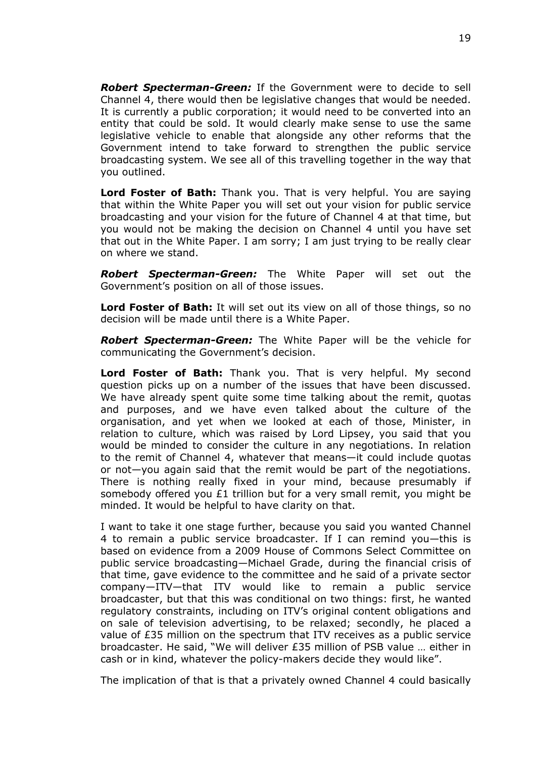***Robert Specterman-Green:*** If the Government were to decide to sell Channel 4, there would then be legislative changes that would be needed. It is currently a public corporation; it would need to be converted into an entity that could be sold. It would clearly make sense to use the same legislative vehicle to enable that alongside any other reforms that the Government intend to take forward to strengthen the public service broadcasting system. We see all of this travelling together in the way that you outlined.

**Lord Foster of Bath:** Thank you. That is very helpful. You are saying that within the White Paper you will set out your vision for public service broadcasting and your vision for the future of Channel 4 at that time, but you would not be making the decision on Channel 4 until you have set that out in the White Paper. I am sorry; I am just trying to be really clear on where we stand.

***Robert Specterman-Green:*** The White Paper will set out the Government's position on all of those issues.

**Lord Foster of Bath:** It will set out its view on all of those things, so no decision will be made until there is a White Paper.

***Robert Specterman-Green:*** The White Paper will be the vehicle for communicating the Government's decision.

**Lord Foster of Bath:** Thank you. That is very helpful. My second question picks up on a number of the issues that have been discussed. We have already spent quite some time talking about the remit, quotas and purposes, and we have even talked about the culture of the organisation, and yet when we looked at each of those, Minister, in relation to culture, which was raised by Lord Lipsey, you said that you would be minded to consider the culture in any negotiations. In relation to the remit of Channel 4, whatever that means—it could include quotas or not—you again said that the remit would be part of the negotiations. There is nothing really fixed in your mind, because presumably if somebody offered you £1 trillion but for a very small remit, you might be minded. It would be helpful to have clarity on that.

I want to take it one stage further, because you said you wanted Channel 4 to remain a public service broadcaster. If I can remind you—this is based on evidence from a 2009 House of Commons Select Committee on public service broadcasting—Michael Grade, during the financial crisis of that time, gave evidence to the committee and he said of a private sector company—ITV—that ITV would like to remain a public service broadcaster, but that this was conditional on two things: first, he wanted regulatory constraints, including on ITV's original content obligations and on sale of television advertising, to be relaxed; secondly, he placed a value of £35 million on the spectrum that ITV receives as a public service broadcaster. He said, "We will deliver £35 million of PSB value … either in cash or in kind, whatever the policy-makers decide they would like".

The implication of that is that a privately owned Channel 4 could basically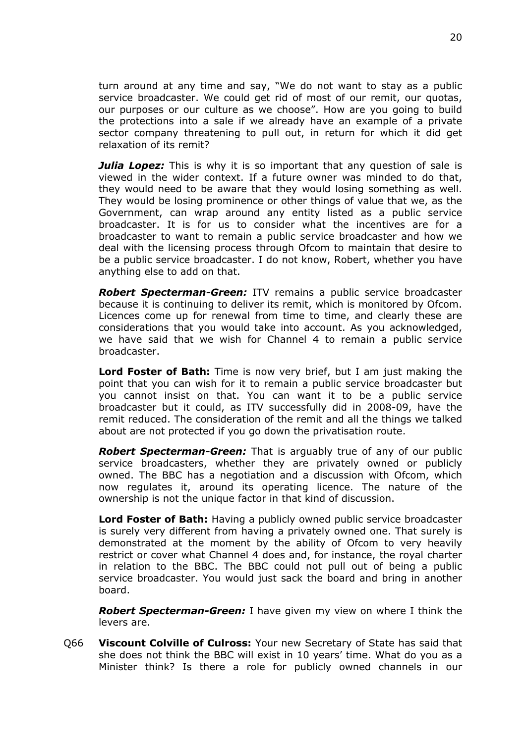turn around at any time and say, "We do not want to stay as a public service broadcaster. We could get rid of most of our remit, our quotas, our purposes or our culture as we choose". How are you going to build the protections into a sale if we already have an example of a private sector company threatening to pull out, in return for which it did get relaxation of its remit?

***Julia Lopez:*** This is why it is so important that any question of sale is viewed in the wider context. If a future owner was minded to do that, they would need to be aware that they would losing something as well. They would be losing prominence or other things of value that we, as the Government, can wrap around any entity listed as a public service broadcaster. It is for us to consider what the incentives are for a broadcaster to want to remain a public service broadcaster and how we deal with the licensing process through Ofcom to maintain that desire to be a public service broadcaster. I do not know, Robert, whether you have anything else to add on that.

***Robert Specterman-Green:*** ITV remains a public service broadcaster because it is continuing to deliver its remit, which is monitored by Ofcom. Licences come up for renewal from time to time, and clearly these are considerations that you would take into account. As you acknowledged, we have said that we wish for Channel 4 to remain a public service broadcaster.

**Lord Foster of Bath:** Time is now very brief, but I am just making the point that you can wish for it to remain a public service broadcaster but you cannot insist on that. You can want it to be a public service broadcaster but it could, as ITV successfully did in 2008-09, have the remit reduced. The consideration of the remit and all the things we talked about are not protected if you go down the privatisation route.

***Robert Specterman-Green:*** That is arguably true of any of our public service broadcasters, whether they are privately owned or publicly owned. The BBC has a negotiation and a discussion with Ofcom, which now regulates it, around its operating licence. The nature of the ownership is not the unique factor in that kind of discussion.

**Lord Foster of Bath:** Having a publicly owned public service broadcaster is surely very different from having a privately owned one. That surely is demonstrated at the moment by the ability of Ofcom to very heavily restrict or cover what Channel 4 does and, for instance, the royal charter in relation to the BBC. The BBC could not pull out of being a public service broadcaster. You would just sack the board and bring in another board.

***Robert Specterman-Green:*** I have given my view on where I think the levers are.

Q66 **Viscount Colville of Culross:** Your new Secretary of State has said that she does not think the BBC will exist in 10 years' time. What do you as a Minister think? Is there a role for publicly owned channels in our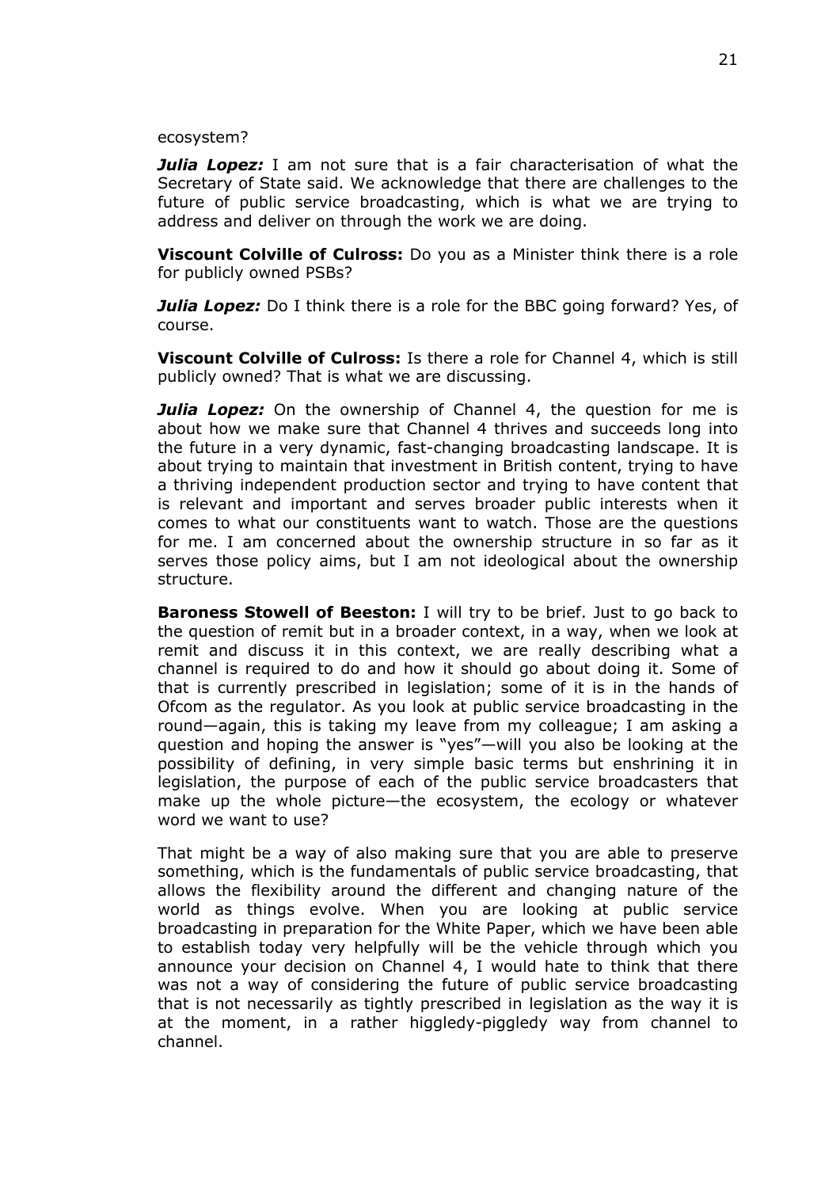ecosystem?

***Julia Lopez:*** I am not sure that is a fair characterisation of what the Secretary of State said. We acknowledge that there are challenges to the future of public service broadcasting, which is what we are trying to address and deliver on through the work we are doing.

**Viscount Colville of Culross:** Do you as a Minister think there is a role for publicly owned PSBs?

***Julia Lopez:*** Do I think there is a role for the BBC going forward? Yes, of course.

**Viscount Colville of Culross:** Is there a role for Channel 4, which is still publicly owned? That is what we are discussing.

***Julia Lopez:*** On the ownership of Channel 4, the question for me is about how we make sure that Channel 4 thrives and succeeds long into the future in a very dynamic, fast-changing broadcasting landscape. It is about trying to maintain that investment in British content, trying to have a thriving independent production sector and trying to have content that is relevant and important and serves broader public interests when it comes to what our constituents want to watch. Those are the questions for me. I am concerned about the ownership structure in so far as it serves those policy aims, but I am not ideological about the ownership structure.

**Baroness Stowell of Beeston:** I will try to be brief. Just to go back to the question of remit but in a broader context, in a way, when we look at remit and discuss it in this context, we are really describing what a channel is required to do and how it should go about doing it. Some of that is currently prescribed in legislation; some of it is in the hands of Ofcom as the regulator. As you look at public service broadcasting in the round—again, this is taking my leave from my colleague; I am asking a question and hoping the answer is "yes"—will you also be looking at the possibility of defining, in very simple basic terms but enshrining it in legislation, the purpose of each of the public service broadcasters that make up the whole picture—the ecosystem, the ecology or whatever word we want to use?

That might be a way of also making sure that you are able to preserve something, which is the fundamentals of public service broadcasting, that allows the flexibility around the different and changing nature of the world as things evolve. When you are looking at public service broadcasting in preparation for the White Paper, which we have been able to establish today very helpfully will be the vehicle through which you announce your decision on Channel 4, I would hate to think that there was not a way of considering the future of public service broadcasting that is not necessarily as tightly prescribed in legislation as the way it is at the moment, in a rather higgledy-piggledy way from channel to channel.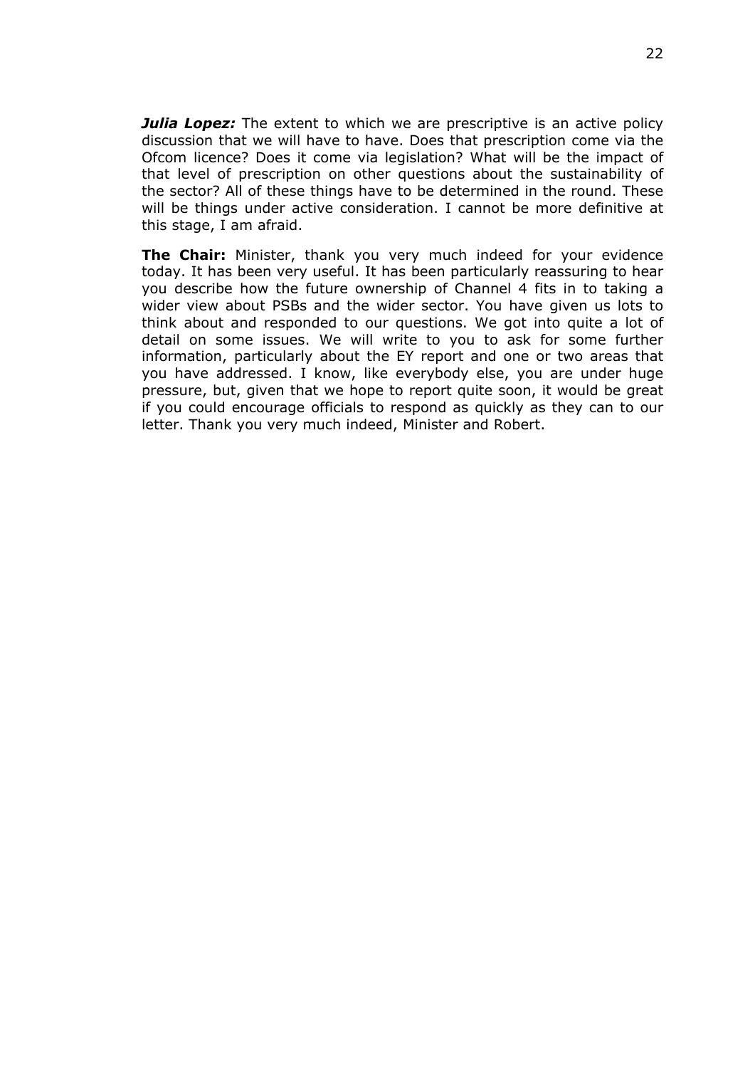***Julia Lopez:*** The extent to which we are prescriptive is an active policy discussion that we will have to have. Does that prescription come via the Ofcom licence? Does it come via legislation? What will be the impact of that level of prescription on other questions about the sustainability of the sector? All of these things have to be determined in the round. These will be things under active consideration. I cannot be more definitive at this stage, I am afraid.

**The Chair:** Minister, thank you very much indeed for your evidence today. It has been very useful. It has been particularly reassuring to hear you describe how the future ownership of Channel 4 fits in to taking a wider view about PSBs and the wider sector. You have given us lots to think about and responded to our questions. We got into quite a lot of detail on some issues. We will write to you to ask for some further information, particularly about the EY report and one or two areas that you have addressed. I know, like everybody else, you are under huge pressure, but, given that we hope to report quite soon, it would be great if you could encourage officials to respond as quickly as they can to our letter. Thank you very much indeed, Minister and Robert.